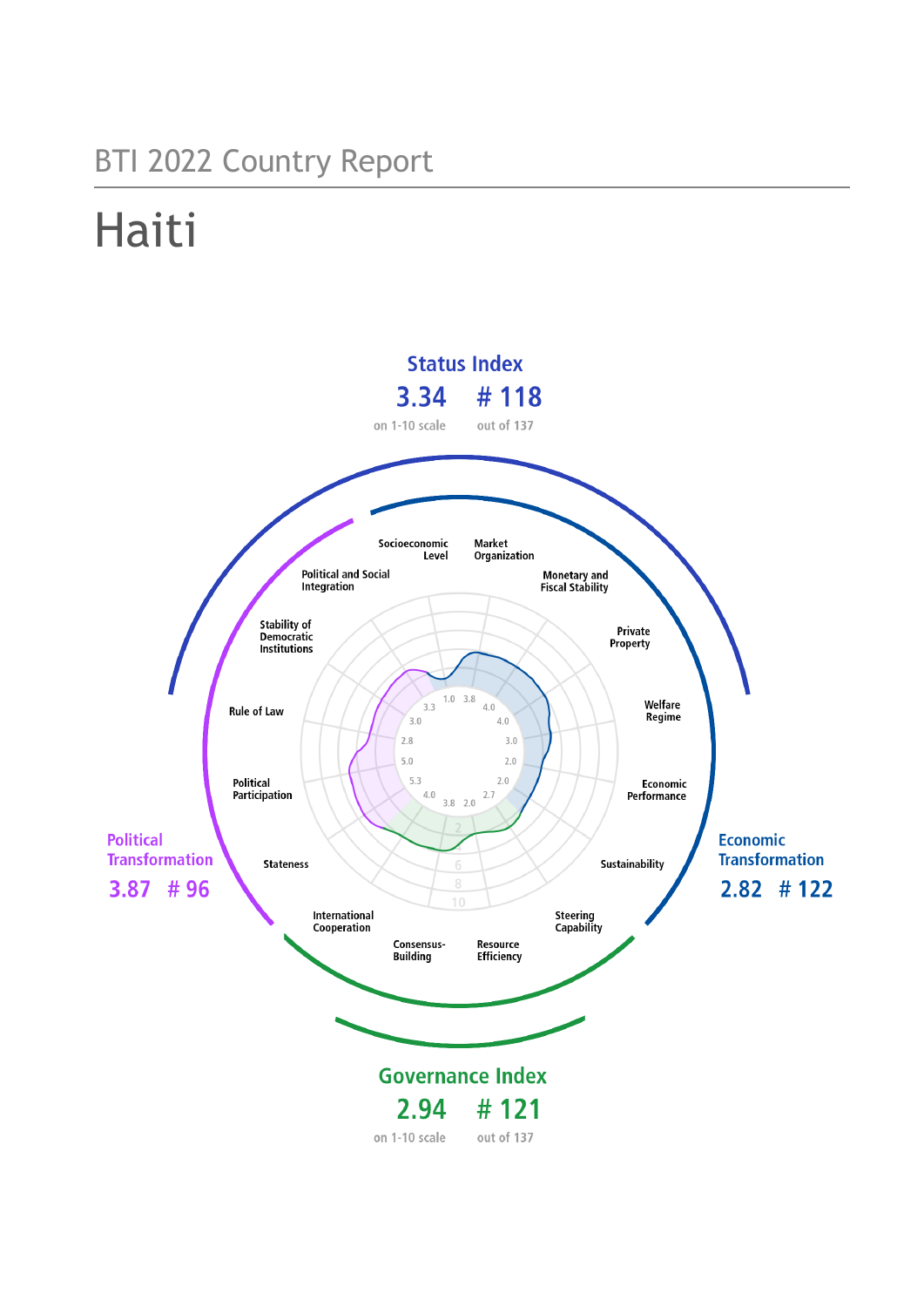BTI 2022 Country Report

# Haiti

## Status Index

**3.34** on 1-10 scale

**# 118** out of 137

## Political Transformation

**3.87** **# 96**

## Economic Transformation

**2.82** **# 122**

## Governance Index

**2.94** on 1-10 scale

**# 121** out of 137

| Criterion | Score |
| --- | --- |
| Stateness | 4.0 |
| Political Participation | 5.3 |
| Rule of Law | 5.0 |
| Stability of Democratic Institutions | 2.8 |
| Political and Social Integration | 3.0 |
| Socioeconomic Level | 1.0 |
| Market Organization | 3.8 |
| Monetary and Fiscal Stability | 4.0 |
| Private Property | 4.0 |
| Welfare Regime | 3.0 |
| Economic Performance | 2.0 |
| Sustainability | 2.0 |
| Steering Capability | 2.7 |
| Resource Efficiency | 2.0 |
| Consensus-Building | 3.8 |
| International Cooperation | 4.0 |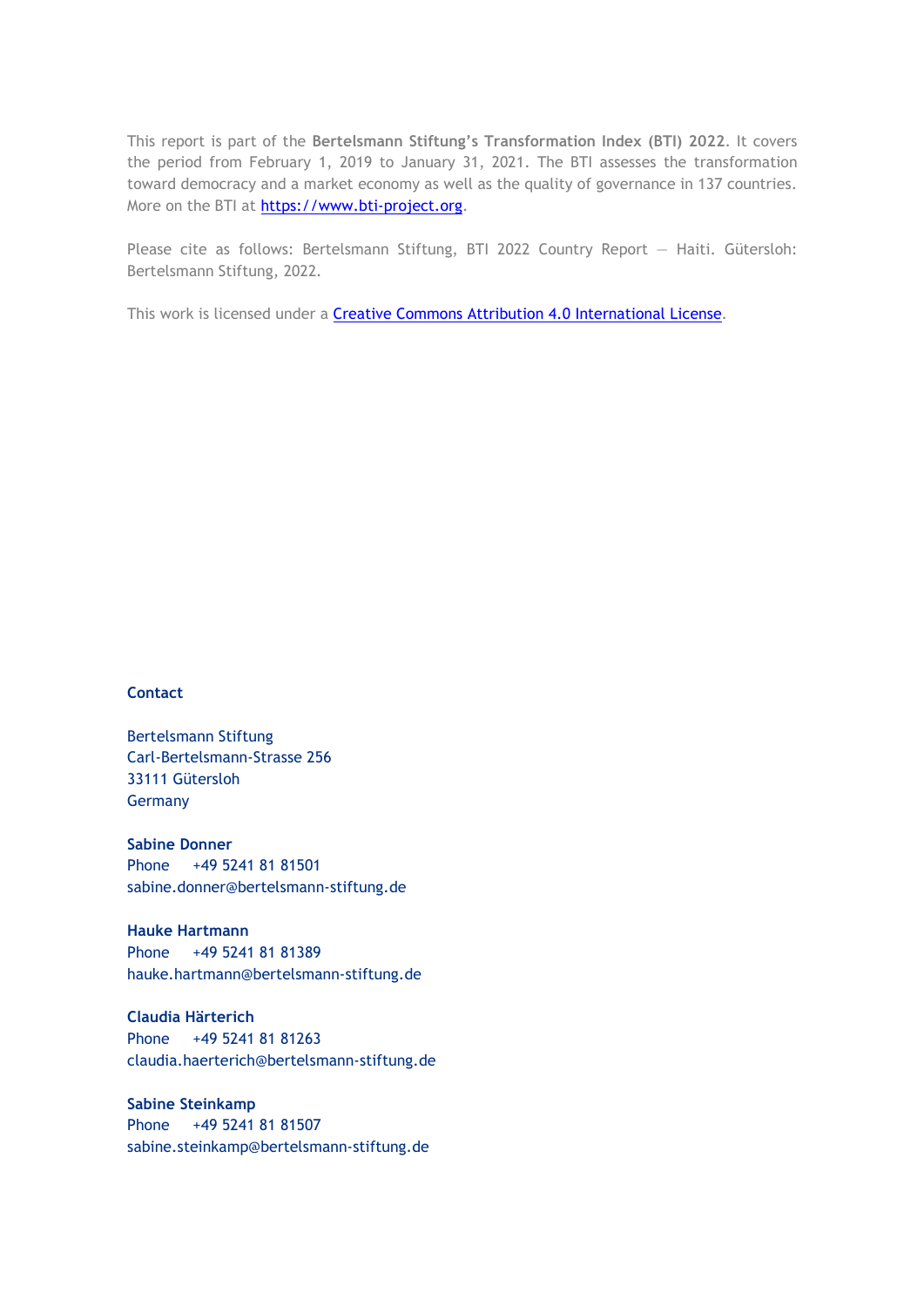This report is part of the **Bertelsmann Stiftung's Transformation Index (BTI) 2022**. It covers the period from February 1, 2019 to January 31, 2021. The BTI assesses the transformation toward democracy and a market economy as well as the quality of governance in 137 countries. More on the BTI at [https://www.bti-project.org](https://www.bti-project.org).

Please cite as follows: Bertelsmann Stiftung, BTI 2022 Country Report — Haiti. Gütersloh: Bertelsmann Stiftung, 2022.

This work is licensed under a [Creative Commons Attribution 4.0 International License](https://creativecommons.org/licenses/by/4.0/).

**Contact**

Bertelsmann Stiftung
Carl-Bertelsmann-Strasse 256
33111 Gütersloh
Germany

**Sabine Donner**
Phone +49 5241 81 81501
sabine.donner@bertelsmann-stiftung.de

**Hauke Hartmann**
Phone +49 5241 81 81389
hauke.hartmann@bertelsmann-stiftung.de

**Claudia Härterich**
Phone +49 5241 81 81263
claudia.haerterich@bertelsmann-stiftung.de

**Sabine Steinkamp**
Phone +49 5241 81 81507
sabine.steinkamp@bertelsmann-stiftung.de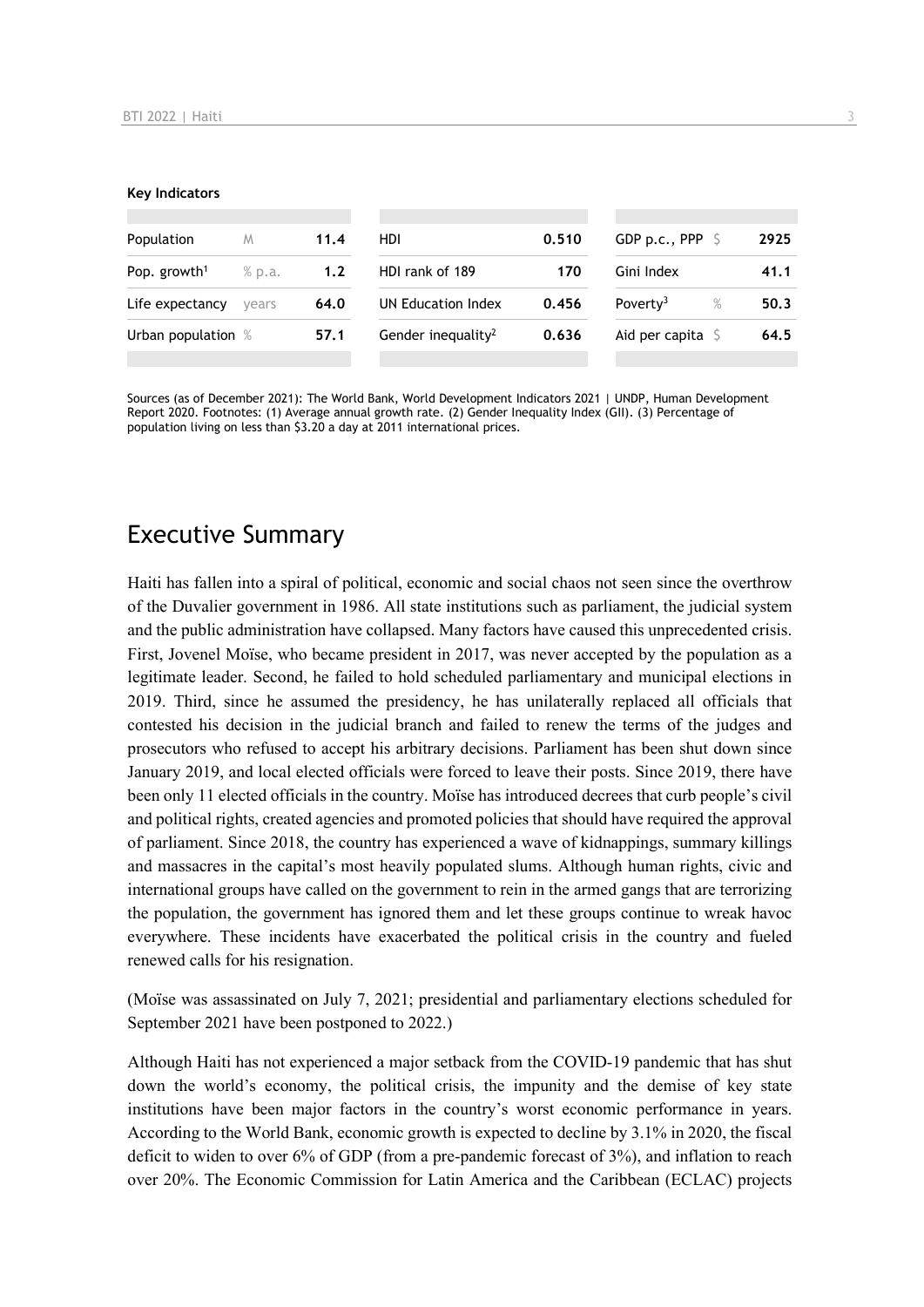**Key Indicators**

| Population | M | 11.4 | HDI | 0.510 | GDP p.c., PPP | $ | 2925 |
|---|---|---|---|---|---|---|---|
| Pop. growth[1] | % p.a. | 1.2 | HDI rank of 189 | 170 | Gini Index | | 41.1 |
| Life expectancy | years | 64.0 | UN Education Index | 0.456 | Poverty[3] | % | 50.3 |
| Urban population | % | 57.1 | Gender inequality[2] | 0.636 | Aid per capita | $ | 64.5 |

Sources (as of December 2021): The World Bank, World Development Indicators 2021 | UNDP, Human Development Report 2020. Footnotes: (1) Average annual growth rate. (2) Gender Inequality Index (GII). (3) Percentage of population living on less than $3.20 a day at 2011 international prices.

# Executive Summary

Haiti has fallen into a spiral of political, economic and social chaos not seen since the overthrow of the Duvalier government in 1986. All state institutions such as parliament, the judicial system and the public administration have collapsed. Many factors have caused this unprecedented crisis. First, Jovenel Moïse, who became president in 2017, was never accepted by the population as a legitimate leader. Second, he failed to hold scheduled parliamentary and municipal elections in 2019. Third, since he assumed the presidency, he has unilaterally replaced all officials that contested his decision in the judicial branch and failed to renew the terms of the judges and prosecutors who refused to accept his arbitrary decisions. Parliament has been shut down since January 2019, and local elected officials were forced to leave their posts. Since 2019, there have been only 11 elected officials in the country. Moïse has introduced decrees that curb people's civil and political rights, created agencies and promoted policies that should have required the approval of parliament. Since 2018, the country has experienced a wave of kidnappings, summary killings and massacres in the capital's most heavily populated slums. Although human rights, civic and international groups have called on the government to rein in the armed gangs that are terrorizing the population, the government has ignored them and let these groups continue to wreak havoc everywhere. These incidents have exacerbated the political crisis in the country and fueled renewed calls for his resignation.

(Moïse was assassinated on July 7, 2021; presidential and parliamentary elections scheduled for September 2021 have been postponed to 2022.)

Although Haiti has not experienced a major setback from the COVID-19 pandemic that has shut down the world's economy, the political crisis, the impunity and the demise of key state institutions have been major factors in the country's worst economic performance in years. According to the World Bank, economic growth is expected to decline by 3.1% in 2020, the fiscal deficit to widen to over 6% of GDP (from a pre-pandemic forecast of 3%), and inflation to reach over 20%. The Economic Commission for Latin America and the Caribbean (ECLAC) projects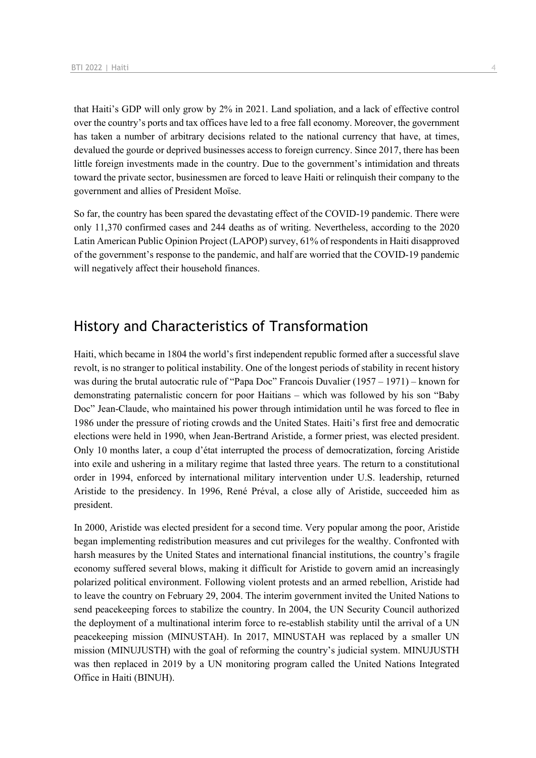that Haiti's GDP will only grow by 2% in 2021. Land spoliation, and a lack of effective control over the country's ports and tax offices have led to a free fall economy. Moreover, the government has taken a number of arbitrary decisions related to the national currency that have, at times, devalued the gourde or deprived businesses access to foreign currency. Since 2017, there has been little foreign investments made in the country. Due to the government's intimidation and threats toward the private sector, businessmen are forced to leave Haiti or relinquish their company to the government and allies of President Moïse.

So far, the country has been spared the devastating effect of the COVID-19 pandemic. There were only 11,370 confirmed cases and 244 deaths as of writing. Nevertheless, according to the 2020 Latin American Public Opinion Project (LAPOP) survey, 61% of respondents in Haiti disapproved of the government's response to the pandemic, and half are worried that the COVID-19 pandemic will negatively affect their household finances.

## History and Characteristics of Transformation

Haiti, which became in 1804 the world's first independent republic formed after a successful slave revolt, is no stranger to political instability. One of the longest periods of stability in recent history was during the brutal autocratic rule of "Papa Doc" Francois Duvalier (1957 – 1971) – known for demonstrating paternalistic concern for poor Haitians – which was followed by his son "Baby Doc" Jean-Claude, who maintained his power through intimidation until he was forced to flee in 1986 under the pressure of rioting crowds and the United States. Haiti's first free and democratic elections were held in 1990, when Jean-Bertrand Aristide, a former priest, was elected president. Only 10 months later, a coup d'état interrupted the process of democratization, forcing Aristide into exile and ushering in a military regime that lasted three years. The return to a constitutional order in 1994, enforced by international military intervention under U.S. leadership, returned Aristide to the presidency. In 1996, René Préval, a close ally of Aristide, succeeded him as president.

In 2000, Aristide was elected president for a second time. Very popular among the poor, Aristide began implementing redistribution measures and cut privileges for the wealthy. Confronted with harsh measures by the United States and international financial institutions, the country's fragile economy suffered several blows, making it difficult for Aristide to govern amid an increasingly polarized political environment. Following violent protests and an armed rebellion, Aristide had to leave the country on February 29, 2004. The interim government invited the United Nations to send peacekeeping forces to stabilize the country. In 2004, the UN Security Council authorized the deployment of a multinational interim force to re-establish stability until the arrival of a UN peacekeeping mission (MINUSTAH). In 2017, MINUSTAH was replaced by a smaller UN mission (MINUJUSTH) with the goal of reforming the country's judicial system. MINUJUSTH was then replaced in 2019 by a UN monitoring program called the United Nations Integrated Office in Haiti (BINUH).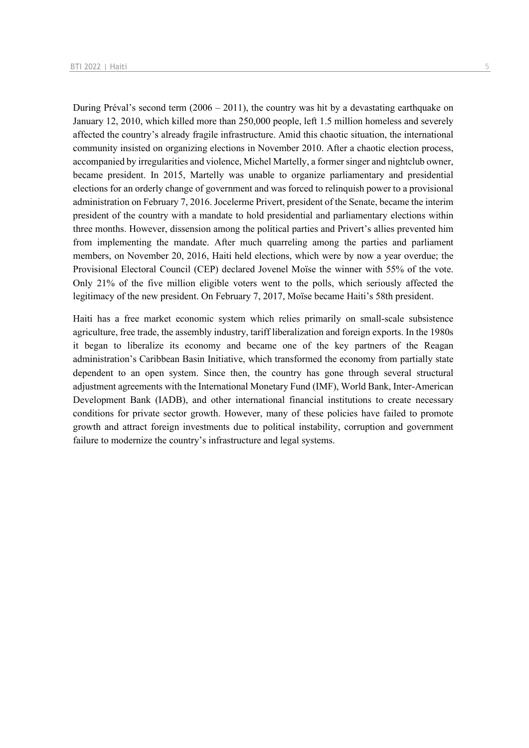During Préval's second term (2006 – 2011), the country was hit by a devastating earthquake on January 12, 2010, which killed more than 250,000 people, left 1.5 million homeless and severely affected the country's already fragile infrastructure. Amid this chaotic situation, the international community insisted on organizing elections in November 2010. After a chaotic election process, accompanied by irregularities and violence, Michel Martelly, a former singer and nightclub owner, became president. In 2015, Martelly was unable to organize parliamentary and presidential elections for an orderly change of government and was forced to relinquish power to a provisional administration on February 7, 2016. Jocelerme Privert, president of the Senate, became the interim president of the country with a mandate to hold presidential and parliamentary elections within three months. However, dissension among the political parties and Privert's allies prevented him from implementing the mandate. After much quarreling among the parties and parliament members, on November 20, 2016, Haiti held elections, which were by now a year overdue; the Provisional Electoral Council (CEP) declared Jovenel Moïse the winner with 55% of the vote. Only 21% of the five million eligible voters went to the polls, which seriously affected the legitimacy of the new president. On February 7, 2017, Moïse became Haiti's 58th president.

Haiti has a free market economic system which relies primarily on small-scale subsistence agriculture, free trade, the assembly industry, tariff liberalization and foreign exports. In the 1980s it began to liberalize its economy and became one of the key partners of the Reagan administration's Caribbean Basin Initiative, which transformed the economy from partially state dependent to an open system. Since then, the country has gone through several structural adjustment agreements with the International Monetary Fund (IMF), World Bank, Inter-American Development Bank (IADB), and other international financial institutions to create necessary conditions for private sector growth. However, many of these policies have failed to promote growth and attract foreign investments due to political instability, corruption and government failure to modernize the country's infrastructure and legal systems.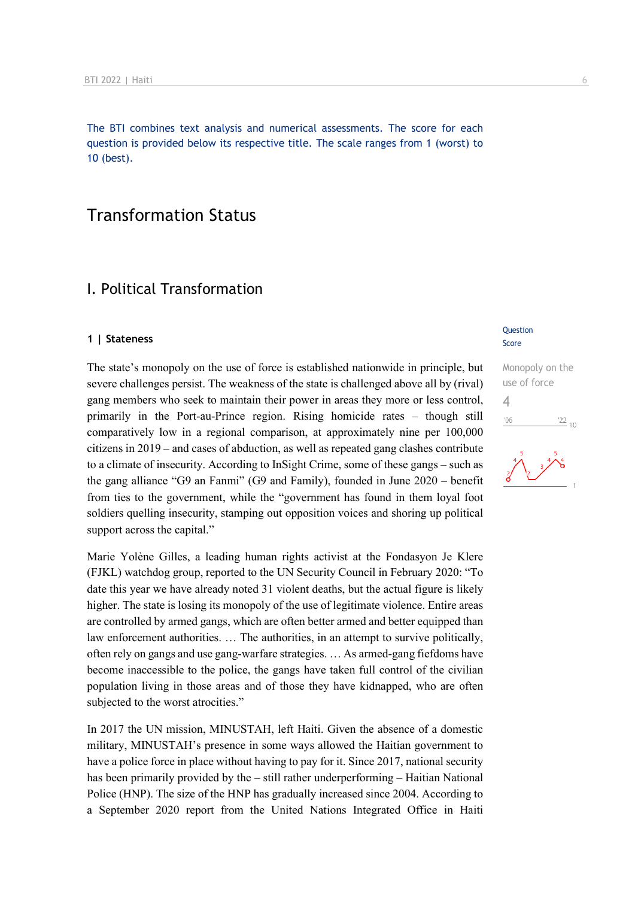The BTI combines text analysis and numerical assessments. The score for each question is provided below its respective title. The scale ranges from 1 (worst) to 10 (best).

# Transformation Status

## I. Political Transformation

### 1 | Stateness

Question Score

Monopoly on the use of force

4

The state's monopoly on the use of force is established nationwide in principle, but severe challenges persist. The weakness of the state is challenged above all by (rival) gang members who seek to maintain their power in areas they more or less control, primarily in the Port-au-Prince region. Rising homicide rates – though still comparatively low in a regional comparison, at approximately nine per 100,000 citizens in 2019 – and cases of abduction, as well as repeated gang clashes contribute to a climate of insecurity. According to InSight Crime, some of these gangs – such as the gang alliance "G9 an Fanmi" (G9 and Family), founded in June 2020 – benefit from ties to the government, while the "government has found in them loyal foot soldiers quelling insecurity, stamping out opposition voices and shoring up political support across the capital."

Marie Yolène Gilles, a leading human rights activist at the Fondasyon Je Klere (FJKL) watchdog group, reported to the UN Security Council in February 2020: "To date this year we have already noted 31 violent deaths, but the actual figure is likely higher. The state is losing its monopoly of the use of legitimate violence. Entire areas are controlled by armed gangs, which are often better armed and better equipped than law enforcement authorities. … The authorities, in an attempt to survive politically, often rely on gangs and use gang-warfare strategies. … As armed-gang fiefdoms have become inaccessible to the police, the gangs have taken full control of the civilian population living in those areas and of those they have kidnapped, who are often subjected to the worst atrocities."

In 2017 the UN mission, MINUSTAH, left Haiti. Given the absence of a domestic military, MINUSTAH's presence in some ways allowed the Haitian government to have a police force in place without having to pay for it. Since 2017, national security has been primarily provided by the – still rather underperforming – Haitian National Police (HNP). The size of the HNP has gradually increased since 2004. According to a September 2020 report from the United Nations Integrated Office in Haiti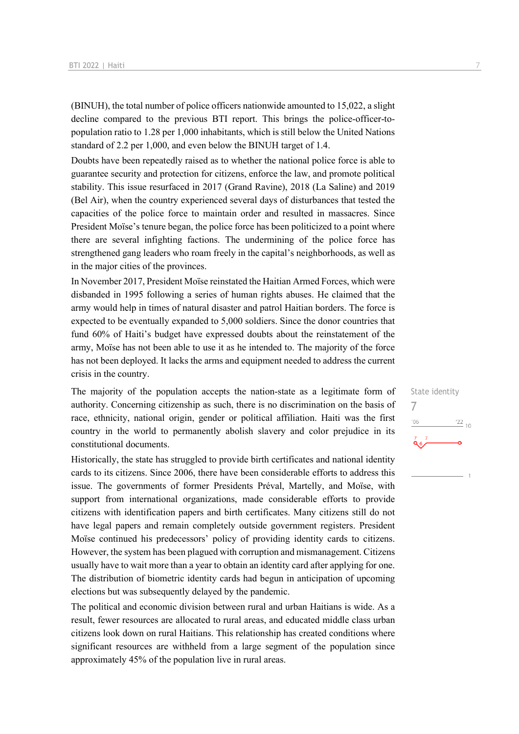(BINUH), the total number of police officers nationwide amounted to 15,022, a slight decline compared to the previous BTI report. This brings the police-officer-to-population ratio to 1.28 per 1,000 inhabitants, which is still below the United Nations standard of 2.2 per 1,000, and even below the BINUH target of 1.4.

Doubts have been repeatedly raised as to whether the national police force is able to guarantee security and protection for citizens, enforce the law, and promote political stability. This issue resurfaced in 2017 (Grand Ravine), 2018 (La Saline) and 2019 (Bel Air), when the country experienced several days of disturbances that tested the capacities of the police force to maintain order and resulted in massacres. Since President Moïse's tenure began, the police force has been politicized to a point where there are several infighting factions. The undermining of the police force has strengthened gang leaders who roam freely in the capital's neighborhoods, as well as in the major cities of the provinces.

In November 2017, President Moïse reinstated the Haitian Armed Forces, which were disbanded in 1995 following a series of human rights abuses. He claimed that the army would help in times of natural disaster and patrol Haitian borders. The force is expected to be eventually expanded to 5,000 soldiers. Since the donor countries that fund 60% of Haiti's budget have expressed doubts about the reinstatement of the army, Moïse has not been able to use it as he intended to. The majority of the force has not been deployed. It lacks the arms and equipment needed to address the current crisis in the country.

State identity
7

The majority of the population accepts the nation-state as a legitimate form of authority. Concerning citizenship as such, there is no discrimination on the basis of race, ethnicity, national origin, gender or political affiliation. Haiti was the first country in the world to permanently abolish slavery and color prejudice in its constitutional documents.

Historically, the state has struggled to provide birth certificates and national identity cards to its citizens. Since 2006, there have been considerable efforts to address this issue. The governments of former Presidents Préval, Martelly, and Moïse, with support from international organizations, made considerable efforts to provide citizens with identification papers and birth certificates. Many citizens still do not have legal papers and remain completely outside government registers. President Moïse continued his predecessors' policy of providing identity cards to citizens. However, the system has been plagued with corruption and mismanagement. Citizens usually have to wait more than a year to obtain an identity card after applying for one. The distribution of biometric identity cards had begun in anticipation of upcoming elections but was subsequently delayed by the pandemic.

The political and economic division between rural and urban Haitians is wide. As a result, fewer resources are allocated to rural areas, and educated middle class urban citizens look down on rural Haitians. This relationship has created conditions where significant resources are withheld from a large segment of the population since approximately 45% of the population live in rural areas.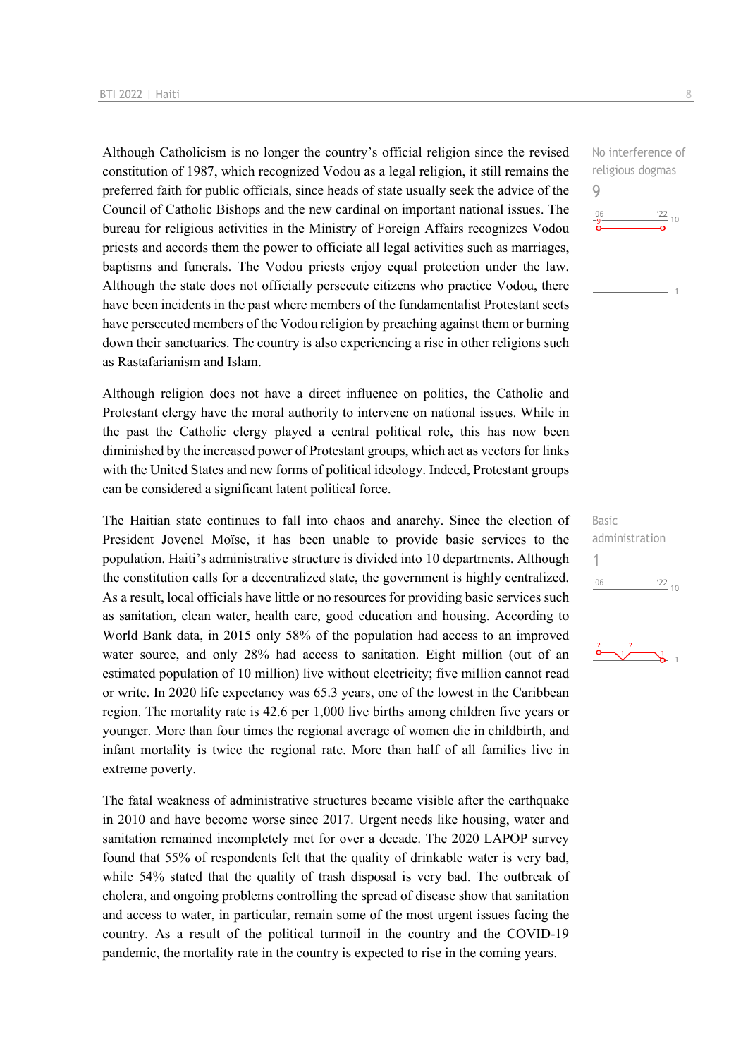Although Catholicism is no longer the country's official religion since the revised constitution of 1987, which recognized Vodou as a legal religion, it still remains the preferred faith for public officials, since heads of state usually seek the advice of the Council of Catholic Bishops and the new cardinal on important national issues. The bureau for religious activities in the Ministry of Foreign Affairs recognizes Vodou priests and accords them the power to officiate all legal activities such as marriages, baptisms and funerals. The Vodou priests enjoy equal protection under the law. Although the state does not officially persecute citizens who practice Vodou, there have been incidents in the past where members of the fundamentalist Protestant sects have persecuted members of the Vodou religion by preaching against them or burning down their sanctuaries. The country is also experiencing a rise in other religions such as Rastafarianism and Islam.

No interference of religious dogmas
9

Although religion does not have a direct influence on politics, the Catholic and Protestant clergy have the moral authority to intervene on national issues. While in the past the Catholic clergy played a central political role, this has now been diminished by the increased power of Protestant groups, which act as vectors for links with the United States and new forms of political ideology. Indeed, Protestant groups can be considered a significant latent political force.

The Haitian state continues to fall into chaos and anarchy. Since the election of President Jovenel Moïse, it has been unable to provide basic services to the population. Haiti's administrative structure is divided into 10 departments. Although the constitution calls for a decentralized state, the government is highly centralized. As a result, local officials have little or no resources for providing basic services such as sanitation, clean water, health care, good education and housing. According to World Bank data, in 2015 only 58% of the population had access to an improved water source, and only 28% had access to sanitation. Eight million (out of an estimated population of 10 million) live without electricity; five million cannot read or write. In 2020 life expectancy was 65.3 years, one of the lowest in the Caribbean region. The mortality rate is 42.6 per 1,000 live births among children five years or younger. More than four times the regional average of women die in childbirth, and infant mortality is twice the regional rate. More than half of all families live in extreme poverty.

Basic administration
1

The fatal weakness of administrative structures became visible after the earthquake in 2010 and have become worse since 2017. Urgent needs like housing, water and sanitation remained incompletely met for over a decade. The 2020 LAPOP survey found that 55% of respondents felt that the quality of drinkable water is very bad, while 54% stated that the quality of trash disposal is very bad. The outbreak of cholera, and ongoing problems controlling the spread of disease show that sanitation and access to water, in particular, remain some of the most urgent issues facing the country. As a result of the political turmoil in the country and the COVID-19 pandemic, the mortality rate in the country is expected to rise in the coming years.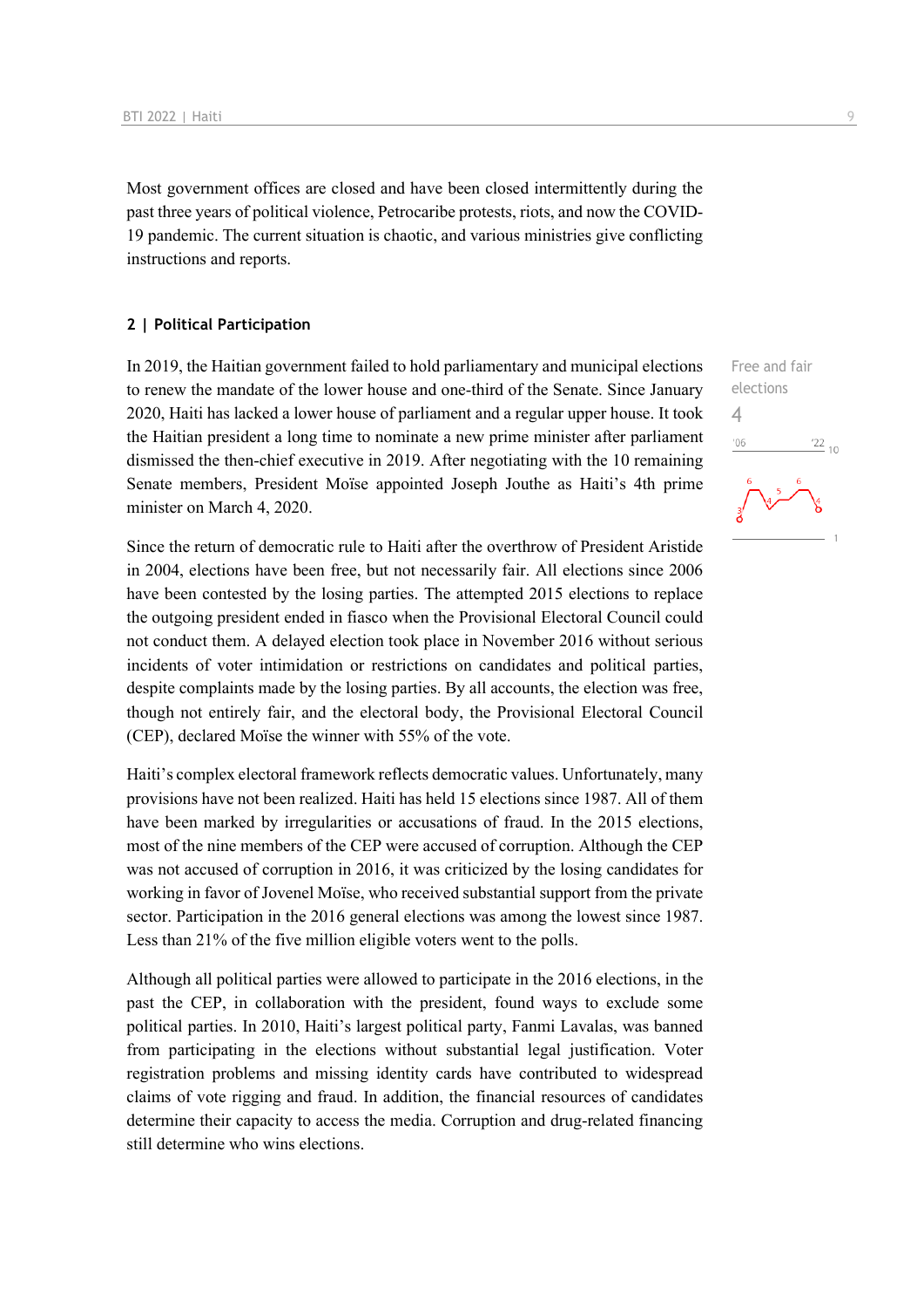Most government offices are closed and have been closed intermittently during the past three years of political violence, Petrocaribe protests, riots, and now the COVID-19 pandemic. The current situation is chaotic, and various ministries give conflicting instructions and reports.

## 2 | Political Participation

Free and fair elections

4

In 2019, the Haitian government failed to hold parliamentary and municipal elections to renew the mandate of the lower house and one-third of the Senate. Since January 2020, Haiti has lacked a lower house of parliament and a regular upper house. It took the Haitian president a long time to nominate a new prime minister after parliament dismissed the then-chief executive in 2019. After negotiating with the 10 remaining Senate members, President Moïse appointed Joseph Jouthe as Haiti's 4th prime minister on March 4, 2020.

Since the return of democratic rule to Haiti after the overthrow of President Aristide in 2004, elections have been free, but not necessarily fair. All elections since 2006 have been contested by the losing parties. The attempted 2015 elections to replace the outgoing president ended in fiasco when the Provisional Electoral Council could not conduct them. A delayed election took place in November 2016 without serious incidents of voter intimidation or restrictions on candidates and political parties, despite complaints made by the losing parties. By all accounts, the election was free, though not entirely fair, and the electoral body, the Provisional Electoral Council (CEP), declared Moïse the winner with 55% of the vote.

Haiti's complex electoral framework reflects democratic values. Unfortunately, many provisions have not been realized. Haiti has held 15 elections since 1987. All of them have been marked by irregularities or accusations of fraud. In the 2015 elections, most of the nine members of the CEP were accused of corruption. Although the CEP was not accused of corruption in 2016, it was criticized by the losing candidates for working in favor of Jovenel Moïse, who received substantial support from the private sector. Participation in the 2016 general elections was among the lowest since 1987. Less than 21% of the five million eligible voters went to the polls.

Although all political parties were allowed to participate in the 2016 elections, in the past the CEP, in collaboration with the president, found ways to exclude some political parties. In 2010, Haiti's largest political party, Fanmi Lavalas, was banned from participating in the elections without substantial legal justification. Voter registration problems and missing identity cards have contributed to widespread claims of vote rigging and fraud. In addition, the financial resources of candidates determine their capacity to access the media. Corruption and drug-related financing still determine who wins elections.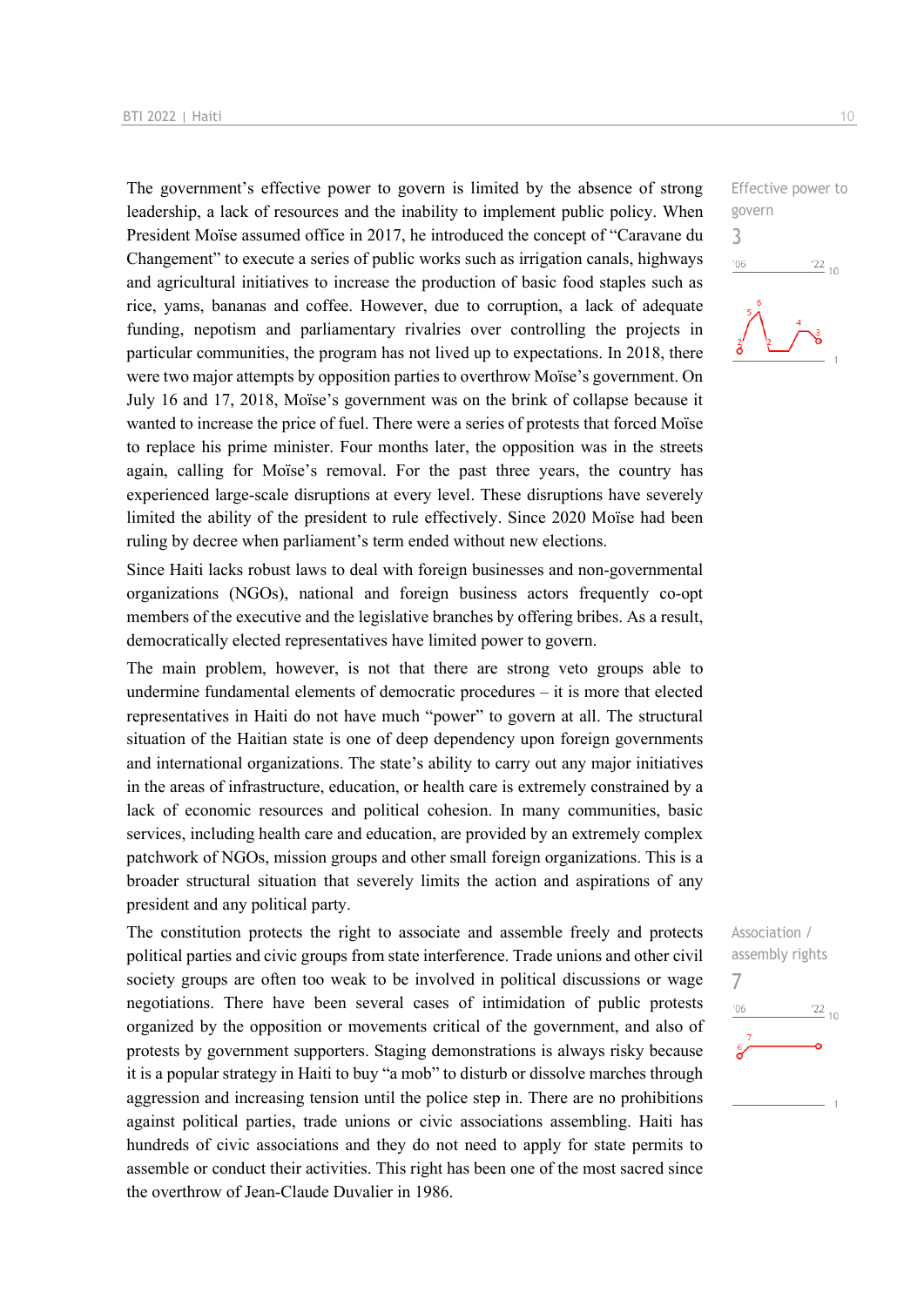The government's effective power to govern is limited by the absence of strong leadership, a lack of resources and the inability to implement public policy. When President Moïse assumed office in 2017, he introduced the concept of "Caravane du Changement" to execute a series of public works such as irrigation canals, highways and agricultural initiatives to increase the production of basic food staples such as rice, yams, bananas and coffee. However, due to corruption, a lack of adequate funding, nepotism and parliamentary rivalries over controlling the projects in particular communities, the program has not lived up to expectations. In 2018, there were two major attempts by opposition parties to overthrow Moïse's government. On July 16 and 17, 2018, Moïse's government was on the brink of collapse because it wanted to increase the price of fuel. There were a series of protests that forced Moïse to replace his prime minister. Four months later, the opposition was in the streets again, calling for Moïse's removal. For the past three years, the country has experienced large-scale disruptions at every level. These disruptions have severely limited the ability of the president to rule effectively. Since 2020 Moïse had been ruling by decree when parliament's term ended without new elections.

Effective power to govern
3

Since Haiti lacks robust laws to deal with foreign businesses and non-governmental organizations (NGOs), national and foreign business actors frequently co-opt members of the executive and the legislative branches by offering bribes. As a result, democratically elected representatives have limited power to govern.

The main problem, however, is not that there are strong veto groups able to undermine fundamental elements of democratic procedures – it is more that elected representatives in Haiti do not have much "power" to govern at all. The structural situation of the Haitian state is one of deep dependency upon foreign governments and international organizations. The state's ability to carry out any major initiatives in the areas of infrastructure, education, or health care is extremely constrained by a lack of economic resources and political cohesion. In many communities, basic services, including health care and education, are provided by an extremely complex patchwork of NGOs, mission groups and other small foreign organizations. This is a broader structural situation that severely limits the action and aspirations of any president and any political party.

The constitution protects the right to associate and assemble freely and protects political parties and civic groups from state interference. Trade unions and other civil society groups are often too weak to be involved in political discussions or wage negotiations. There have been several cases of intimidation of public protests organized by the opposition or movements critical of the government, and also of protests by government supporters. Staging demonstrations is always risky because it is a popular strategy in Haiti to buy "a mob" to disturb or dissolve marches through aggression and increasing tension until the police step in. There are no prohibitions against political parties, trade unions or civic associations assembling. Haiti has hundreds of civic associations and they do not need to apply for state permits to assemble or conduct their activities. This right has been one of the most sacred since the overthrow of Jean-Claude Duvalier in 1986.

Association / assembly rights
7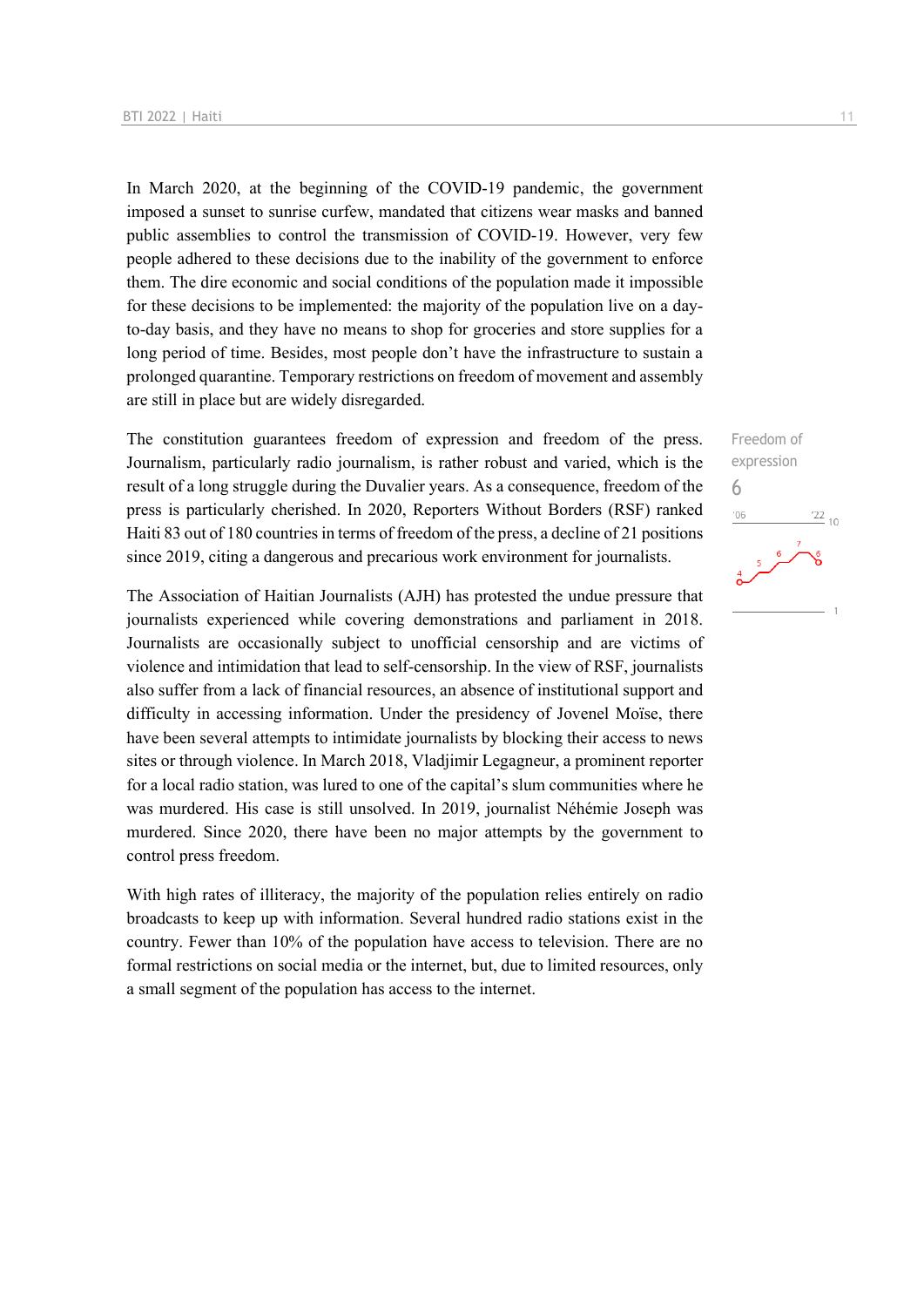In March 2020, at the beginning of the COVID-19 pandemic, the government imposed a sunset to sunrise curfew, mandated that citizens wear masks and banned public assemblies to control the transmission of COVID-19. However, very few people adhered to these decisions due to the inability of the government to enforce them. The dire economic and social conditions of the population made it impossible for these decisions to be implemented: the majority of the population live on a day-to-day basis, and they have no means to shop for groceries and store supplies for a long period of time. Besides, most people don't have the infrastructure to sustain a prolonged quarantine. Temporary restrictions on freedom of movement and assembly are still in place but are widely disregarded.

Freedom of expression
6

The constitution guarantees freedom of expression and freedom of the press. Journalism, particularly radio journalism, is rather robust and varied, which is the result of a long struggle during the Duvalier years. As a consequence, freedom of the press is particularly cherished. In 2020, Reporters Without Borders (RSF) ranked Haiti 83 out of 180 countries in terms of freedom of the press, a decline of 21 positions since 2019, citing a dangerous and precarious work environment for journalists.

The Association of Haitian Journalists (AJH) has protested the undue pressure that journalists experienced while covering demonstrations and parliament in 2018. Journalists are occasionally subject to unofficial censorship and are victims of violence and intimidation that lead to self-censorship. In the view of RSF, journalists also suffer from a lack of financial resources, an absence of institutional support and difficulty in accessing information. Under the presidency of Jovenel Moïse, there have been several attempts to intimidate journalists by blocking their access to news sites or through violence. In March 2018, Vladjimir Legagneur, a prominent reporter for a local radio station, was lured to one of the capital's slum communities where he was murdered. His case is still unsolved. In 2019, journalist Néhémie Joseph was murdered. Since 2020, there have been no major attempts by the government to control press freedom.

With high rates of illiteracy, the majority of the population relies entirely on radio broadcasts to keep up with information. Several hundred radio stations exist in the country. Fewer than 10% of the population have access to television. There are no formal restrictions on social media or the internet, but, due to limited resources, only a small segment of the population has access to the internet.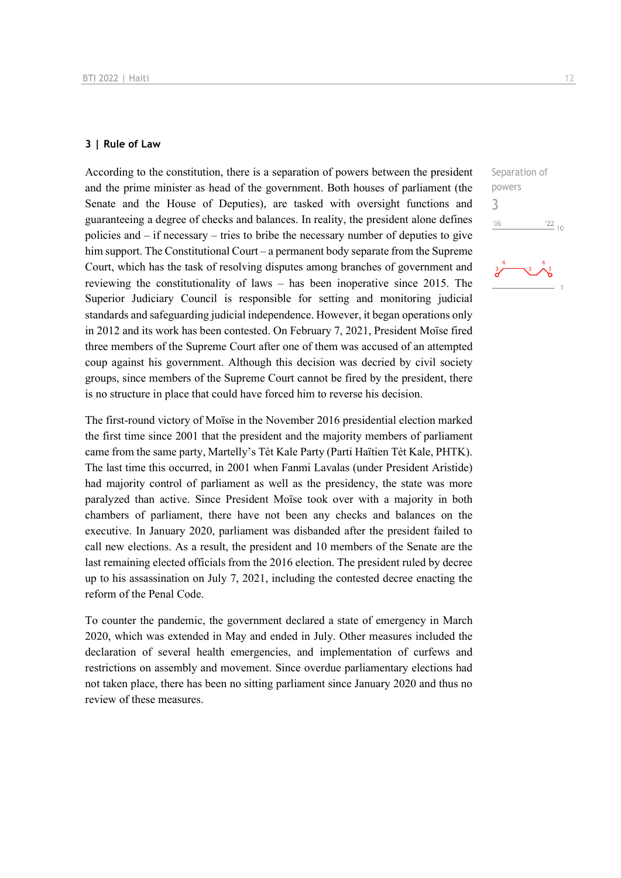## 3 | Rule of Law

Separation of powers

3

According to the constitution, there is a separation of powers between the president and the prime minister as head of the government. Both houses of parliament (the Senate and the House of Deputies), are tasked with oversight functions and guaranteeing a degree of checks and balances. In reality, the president alone defines policies and – if necessary – tries to bribe the necessary number of deputies to give him support. The Constitutional Court – a permanent body separate from the Supreme Court, which has the task of resolving disputes among branches of government and reviewing the constitutionality of laws – has been inoperative since 2015. The Superior Judiciary Council is responsible for setting and monitoring judicial standards and safeguarding judicial independence. However, it began operations only in 2012 and its work has been contested. On February 7, 2021, President Moïse fired three members of the Supreme Court after one of them was accused of an attempted coup against his government. Although this decision was decried by civil society groups, since members of the Supreme Court cannot be fired by the president, there is no structure in place that could have forced him to reverse his decision.

The first-round victory of Moïse in the November 2016 presidential election marked the first time since 2001 that the president and the majority members of parliament came from the same party, Martelly's Tèt Kale Party (Parti Haïtien Tèt Kale, PHTK). The last time this occurred, in 2001 when Fanmi Lavalas (under President Aristide) had majority control of parliament as well as the presidency, the state was more paralyzed than active. Since President Moïse took over with a majority in both chambers of parliament, there have not been any checks and balances on the executive. In January 2020, parliament was disbanded after the president failed to call new elections. As a result, the president and 10 members of the Senate are the last remaining elected officials from the 2016 election. The president ruled by decree up to his assassination on July 7, 2021, including the contested decree enacting the reform of the Penal Code.

To counter the pandemic, the government declared a state of emergency in March 2020, which was extended in May and ended in July. Other measures included the declaration of several health emergencies, and implementation of curfews and restrictions on assembly and movement. Since overdue parliamentary elections had not taken place, there has been no sitting parliament since January 2020 and thus no review of these measures.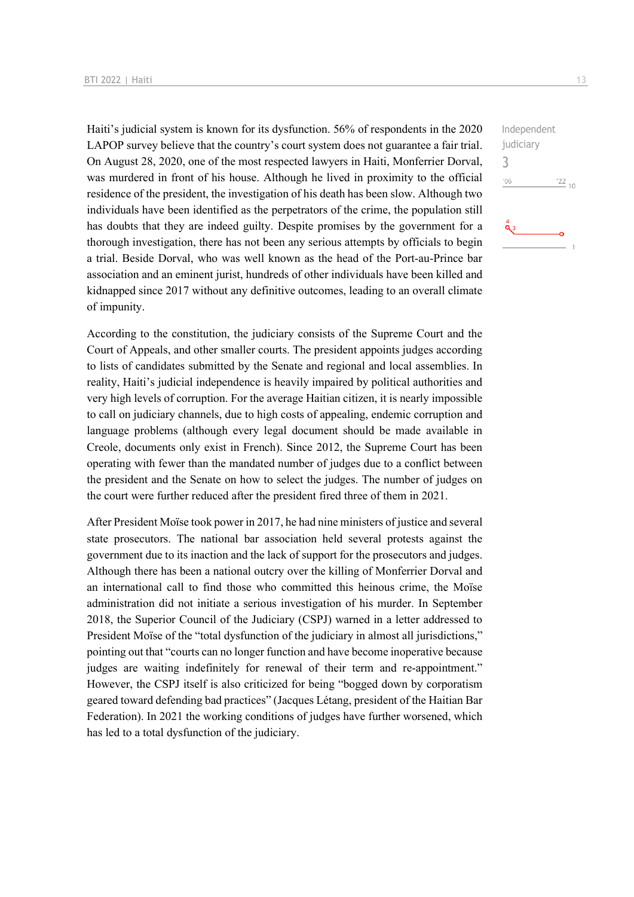Haiti's judicial system is known for its dysfunction. 56% of respondents in the 2020 LAPOP survey believe that the country's court system does not guarantee a fair trial. On August 28, 2020, one of the most respected lawyers in Haiti, Monferrier Dorval, was murdered in front of his house. Although he lived in proximity to the official residence of the president, the investigation of his death has been slow. Although two individuals have been identified as the perpetrators of the crime, the population still has doubts that they are indeed guilty. Despite promises by the government for a thorough investigation, there has not been any serious attempts by officials to begin a trial. Beside Dorval, who was well known as the head of the Port-au-Prince bar association and an eminent jurist, hundreds of other individuals have been killed and kidnapped since 2017 without any definitive outcomes, leading to an overall climate of impunity.

Independent judiciary
3

According to the constitution, the judiciary consists of the Supreme Court and the Court of Appeals, and other smaller courts. The president appoints judges according to lists of candidates submitted by the Senate and regional and local assemblies. In reality, Haiti's judicial independence is heavily impaired by political authorities and very high levels of corruption. For the average Haitian citizen, it is nearly impossible to call on judiciary channels, due to high costs of appealing, endemic corruption and language problems (although every legal document should be made available in Creole, documents only exist in French). Since 2012, the Supreme Court has been operating with fewer than the mandated number of judges due to a conflict between the president and the Senate on how to select the judges. The number of judges on the court were further reduced after the president fired three of them in 2021.

After President Moïse took power in 2017, he had nine ministers of justice and several state prosecutors. The national bar association held several protests against the government due to its inaction and the lack of support for the prosecutors and judges. Although there has been a national outcry over the killing of Monferrier Dorval and an international call to find those who committed this heinous crime, the Moïse administration did not initiate a serious investigation of his murder. In September 2018, the Superior Council of the Judiciary (CSPJ) warned in a letter addressed to President Moïse of the "total dysfunction of the judiciary in almost all jurisdictions," pointing out that "courts can no longer function and have become inoperative because judges are waiting indefinitely for renewal of their term and re-appointment." However, the CSPJ itself is also criticized for being "bogged down by corporatism geared toward defending bad practices" (Jacques Létang, president of the Haitian Bar Federation). In 2021 the working conditions of judges have further worsened, which has led to a total dysfunction of the judiciary.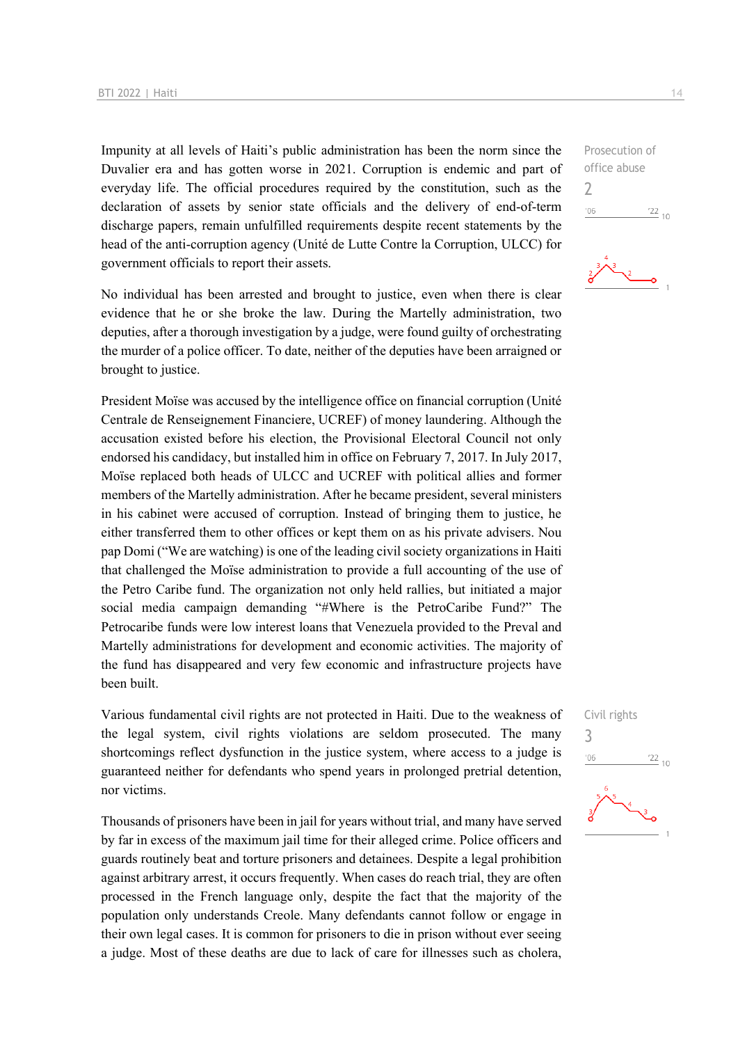Impunity at all levels of Haiti's public administration has been the norm since the Duvalier era and has gotten worse in 2021. Corruption is endemic and part of everyday life. The official procedures required by the constitution, such as the declaration of assets by senior state officials and the delivery of end-of-term discharge papers, remain unfulfilled requirements despite recent statements by the head of the anti-corruption agency (Unité de Lutte Contre la Corruption, ULCC) for government officials to report their assets.

Prosecution of office abuse
2

No individual has been arrested and brought to justice, even when there is clear evidence that he or she broke the law. During the Martelly administration, two deputies, after a thorough investigation by a judge, were found guilty of orchestrating the murder of a police officer. To date, neither of the deputies have been arraigned or brought to justice.

President Moïse was accused by the intelligence office on financial corruption (Unité Centrale de Renseignement Financiere, UCREF) of money laundering. Although the accusation existed before his election, the Provisional Electoral Council not only endorsed his candidacy, but installed him in office on February 7, 2017. In July 2017, Moïse replaced both heads of ULCC and UCREF with political allies and former members of the Martelly administration. After he became president, several ministers in his cabinet were accused of corruption. Instead of bringing them to justice, he either transferred them to other offices or kept them on as his private advisers. Nou pap Domi ("We are watching) is one of the leading civil society organizations in Haiti that challenged the Moïse administration to provide a full accounting of the use of the Petro Caribe fund. The organization not only held rallies, but initiated a major social media campaign demanding "#Where is the PetroCaribe Fund?" The Petrocaribe funds were low interest loans that Venezuela provided to the Preval and Martelly administrations for development and economic activities. The majority of the fund has disappeared and very few economic and infrastructure projects have been built.

Various fundamental civil rights are not protected in Haiti. Due to the weakness of the legal system, civil rights violations are seldom prosecuted. The many shortcomings reflect dysfunction in the justice system, where access to a judge is guaranteed neither for defendants who spend years in prolonged pretrial detention, nor victims.

Civil rights
3

Thousands of prisoners have been in jail for years without trial, and many have served by far in excess of the maximum jail time for their alleged crime. Police officers and guards routinely beat and torture prisoners and detainees. Despite a legal prohibition against arbitrary arrest, it occurs frequently. When cases do reach trial, they are often processed in the French language only, despite the fact that the majority of the population only understands Creole. Many defendants cannot follow or engage in their own legal cases. It is common for prisoners to die in prison without ever seeing a judge. Most of these deaths are due to lack of care for illnesses such as cholera,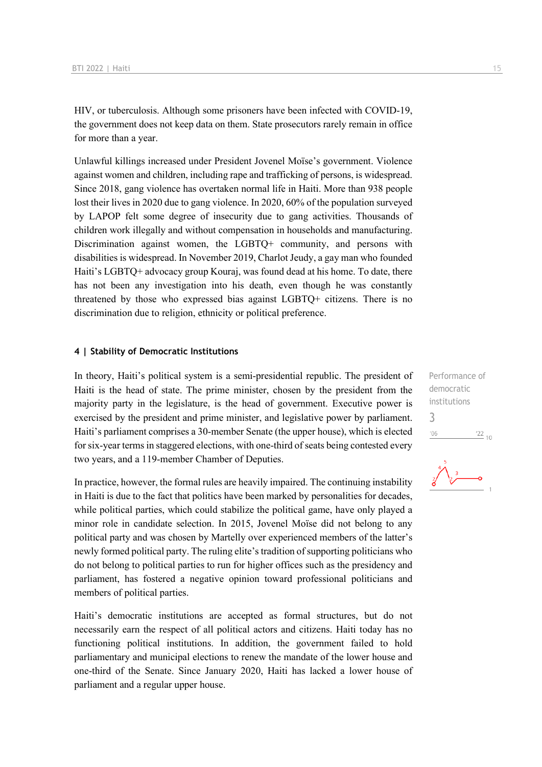HIV, or tuberculosis. Although some prisoners have been infected with COVID-19, the government does not keep data on them. State prosecutors rarely remain in office for more than a year.

Unlawful killings increased under President Jovenel Moïse's government. Violence against women and children, including rape and trafficking of persons, is widespread. Since 2018, gang violence has overtaken normal life in Haiti. More than 938 people lost their lives in 2020 due to gang violence. In 2020, 60% of the population surveyed by LAPOP felt some degree of insecurity due to gang activities. Thousands of children work illegally and without compensation in households and manufacturing. Discrimination against women, the LGBTQ+ community, and persons with disabilities is widespread. In November 2019, Charlot Jeudy, a gay man who founded Haiti's LGBTQ+ advocacy group Kouraj, was found dead at his home. To date, there has not been any investigation into his death, even though he was constantly threatened by those who expressed bias against LGBTQ+ citizens. There is no discrimination due to religion, ethnicity or political preference.

## 4 | Stability of Democratic Institutions

Performance of democratic institutions

3

In theory, Haiti's political system is a semi-presidential republic. The president of Haiti is the head of state. The prime minister, chosen by the president from the majority party in the legislature, is the head of government. Executive power is exercised by the president and prime minister, and legislative power by parliament. Haiti's parliament comprises a 30-member Senate (the upper house), which is elected for six-year terms in staggered elections, with one-third of seats being contested every two years, and a 119-member Chamber of Deputies.

In practice, however, the formal rules are heavily impaired. The continuing instability in Haiti is due to the fact that politics have been marked by personalities for decades, while political parties, which could stabilize the political game, have only played a minor role in candidate selection. In 2015, Jovenel Moïse did not belong to any political party and was chosen by Martelly over experienced members of the latter's newly formed political party. The ruling elite's tradition of supporting politicians who do not belong to political parties to run for higher offices such as the presidency and parliament, has fostered a negative opinion toward professional politicians and members of political parties.

Haiti's democratic institutions are accepted as formal structures, but do not necessarily earn the respect of all political actors and citizens. Haiti today has no functioning political institutions. In addition, the government failed to hold parliamentary and municipal elections to renew the mandate of the lower house and one-third of the Senate. Since January 2020, Haiti has lacked a lower house of parliament and a regular upper house.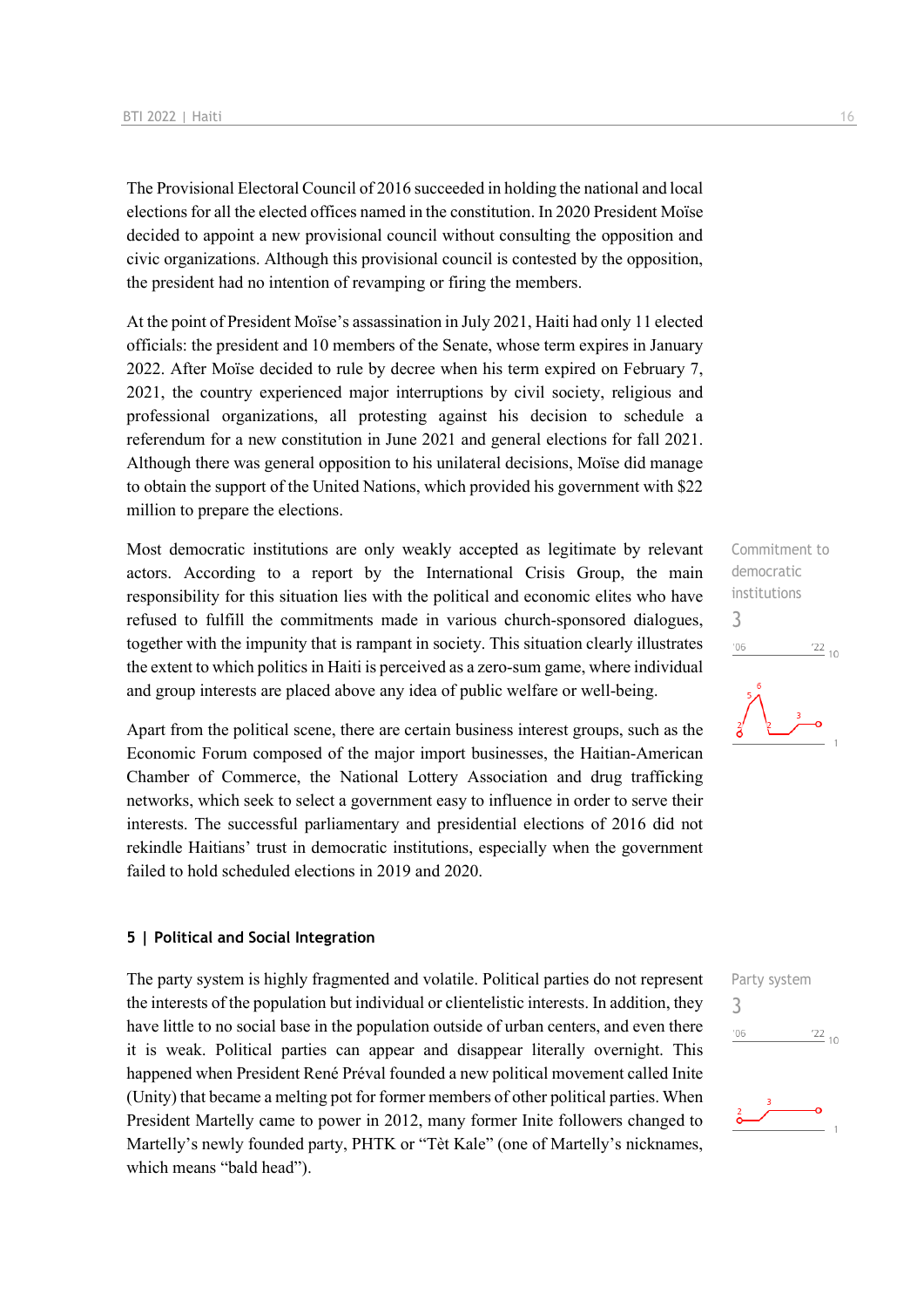The Provisional Electoral Council of 2016 succeeded in holding the national and local elections for all the elected offices named in the constitution. In 2020 President Moïse decided to appoint a new provisional council without consulting the opposition and civic organizations. Although this provisional council is contested by the opposition, the president had no intention of revamping or firing the members.

At the point of President Moïse's assassination in July 2021, Haiti had only 11 elected officials: the president and 10 members of the Senate, whose term expires in January 2022. After Moïse decided to rule by decree when his term expired on February 7, 2021, the country experienced major interruptions by civil society, religious and professional organizations, all protesting against his decision to schedule a referendum for a new constitution in June 2021 and general elections for fall 2021. Although there was general opposition to his unilateral decisions, Moïse did manage to obtain the support of the United Nations, which provided his government with $22 million to prepare the elections.

Commitment to democratic institutions

3

Most democratic institutions are only weakly accepted as legitimate by relevant actors. According to a report by the International Crisis Group, the main responsibility for this situation lies with the political and economic elites who have refused to fulfill the commitments made in various church-sponsored dialogues, together with the impunity that is rampant in society. This situation clearly illustrates the extent to which politics in Haiti is perceived as a zero-sum game, where individual and group interests are placed above any idea of public welfare or well-being.

Apart from the political scene, there are certain business interest groups, such as the Economic Forum composed of the major import businesses, the Haitian-American Chamber of Commerce, the National Lottery Association and drug trafficking networks, which seek to select a government easy to influence in order to serve their interests. The successful parliamentary and presidential elections of 2016 did not rekindle Haitians' trust in democratic institutions, especially when the government failed to hold scheduled elections in 2019 and 2020.

## 5 | Political and Social Integration

Party system

3

The party system is highly fragmented and volatile. Political parties do not represent the interests of the population but individual or clientelistic interests. In addition, they have little to no social base in the population outside of urban centers, and even there it is weak. Political parties can appear and disappear literally overnight. This happened when President René Préval founded a new political movement called Inite (Unity) that became a melting pot for former members of other political parties. When President Martelly came to power in 2012, many former Inite followers changed to Martelly's newly founded party, PHTK or "Tèt Kale" (one of Martelly's nicknames, which means "bald head").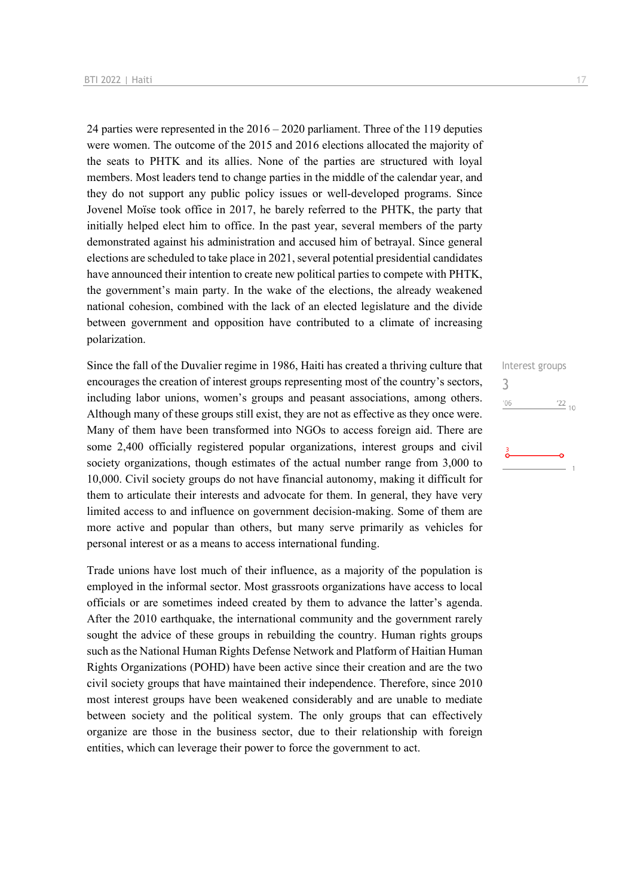24 parties were represented in the 2016 – 2020 parliament. Three of the 119 deputies were women. The outcome of the 2015 and 2016 elections allocated the majority of the seats to PHTK and its allies. None of the parties are structured with loyal members. Most leaders tend to change parties in the middle of the calendar year, and they do not support any public policy issues or well-developed programs. Since Jovenel Moïse took office in 2017, he barely referred to the PHTK, the party that initially helped elect him to office. In the past year, several members of the party demonstrated against his administration and accused him of betrayal. Since general elections are scheduled to take place in 2021, several potential presidential candidates have announced their intention to create new political parties to compete with PHTK, the government's main party. In the wake of the elections, the already weakened national cohesion, combined with the lack of an elected legislature and the divide between government and opposition have contributed to a climate of increasing polarization.

Interest groups
3

Since the fall of the Duvalier regime in 1986, Haiti has created a thriving culture that encourages the creation of interest groups representing most of the country's sectors, including labor unions, women's groups and peasant associations, among others. Although many of these groups still exist, they are not as effective as they once were. Many of them have been transformed into NGOs to access foreign aid. There are some 2,400 officially registered popular organizations, interest groups and civil society organizations, though estimates of the actual number range from 3,000 to 10,000. Civil society groups do not have financial autonomy, making it difficult for them to articulate their interests and advocate for them. In general, they have very limited access to and influence on government decision-making. Some of them are more active and popular than others, but many serve primarily as vehicles for personal interest or as a means to access international funding.

Trade unions have lost much of their influence, as a majority of the population is employed in the informal sector. Most grassroots organizations have access to local officials or are sometimes indeed created by them to advance the latter's agenda. After the 2010 earthquake, the international community and the government rarely sought the advice of these groups in rebuilding the country. Human rights groups such as the National Human Rights Defense Network and Platform of Haitian Human Rights Organizations (POHD) have been active since their creation and are the two civil society groups that have maintained their independence. Therefore, since 2010 most interest groups have been weakened considerably and are unable to mediate between society and the political system. The only groups that can effectively organize are those in the business sector, due to their relationship with foreign entities, which can leverage their power to force the government to act.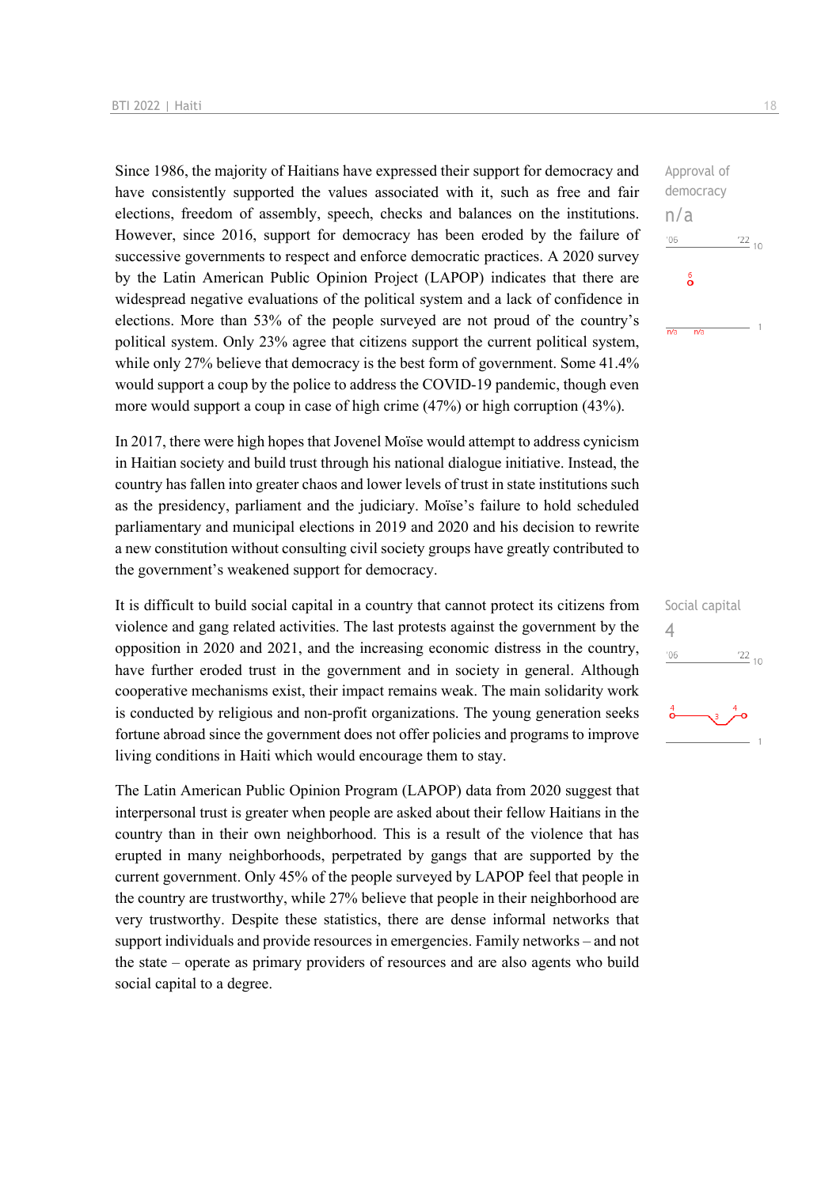Since 1986, the majority of Haitians have expressed their support for democracy and have consistently supported the values associated with it, such as free and fair elections, freedom of assembly, speech, checks and balances on the institutions. However, since 2016, support for democracy has been eroded by the failure of successive governments to respect and enforce democratic practices. A 2020 survey by the Latin American Public Opinion Project (LAPOP) indicates that there are widespread negative evaluations of the political system and a lack of confidence in elections. More than 53% of the people surveyed are not proud of the country's political system. Only 23% agree that citizens support the current political system, while only 27% believe that democracy is the best form of government. Some 41.4% would support a coup by the police to address the COVID-19 pandemic, though even more would support a coup in case of high crime (47%) or high corruption (43%).

Approval of democracy
n/a

In 2017, there were high hopes that Jovenel Moïse would attempt to address cynicism in Haitian society and build trust through his national dialogue initiative. Instead, the country has fallen into greater chaos and lower levels of trust in state institutions such as the presidency, parliament and the judiciary. Moïse's failure to hold scheduled parliamentary and municipal elections in 2019 and 2020 and his decision to rewrite a new constitution without consulting civil society groups have greatly contributed to the government's weakened support for democracy.

It is difficult to build social capital in a country that cannot protect its citizens from violence and gang related activities. The last protests against the government by the opposition in 2020 and 2021, and the increasing economic distress in the country, have further eroded trust in the government and in society in general. Although cooperative mechanisms exist, their impact remains weak. The main solidarity work is conducted by religious and non-profit organizations. The young generation seeks fortune abroad since the government does not offer policies and programs to improve living conditions in Haiti which would encourage them to stay.

Social capital
4

The Latin American Public Opinion Program (LAPOP) data from 2020 suggest that interpersonal trust is greater when people are asked about their fellow Haitians in the country than in their own neighborhood. This is a result of the violence that has erupted in many neighborhoods, perpetrated by gangs that are supported by the current government. Only 45% of the people surveyed by LAPOP feel that people in the country are trustworthy, while 27% believe that people in their neighborhood are very trustworthy. Despite these statistics, there are dense informal networks that support individuals and provide resources in emergencies. Family networks – and not the state – operate as primary providers of resources and are also agents who build social capital to a degree.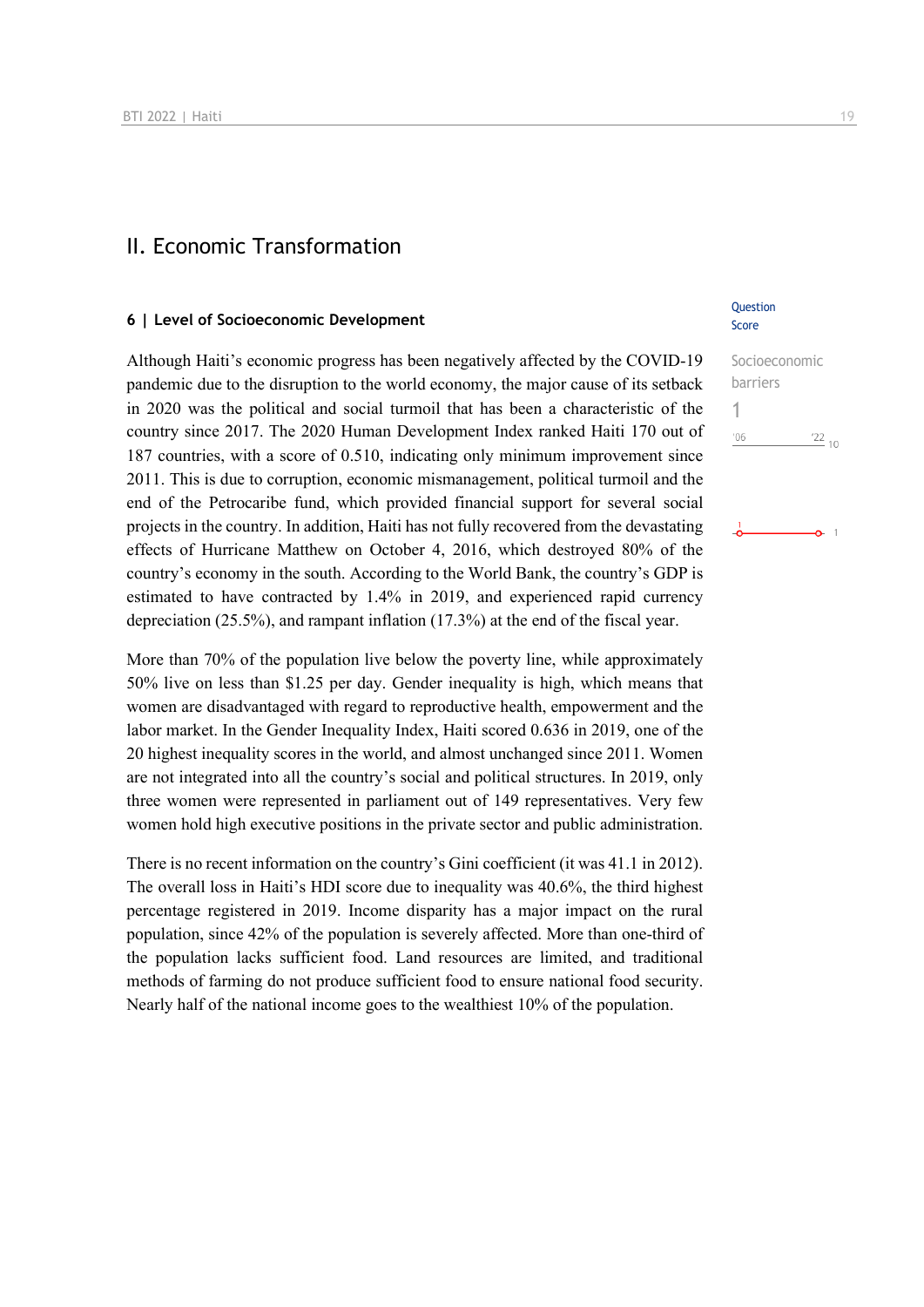# II. Economic Transformation

## 6 | Level of Socioeconomic Development

Question Score

Socioeconomic barriers

1

'06 '22 10

Although Haiti's economic progress has been negatively affected by the COVID-19 pandemic due to the disruption to the world economy, the major cause of its setback in 2020 was the political and social turmoil that has been a characteristic of the country since 2017. The 2020 Human Development Index ranked Haiti 170 out of 187 countries, with a score of 0.510, indicating only minimum improvement since 2011. This is due to corruption, economic mismanagement, political turmoil and the end of the Petrocaribe fund, which provided financial support for several social projects in the country. In addition, Haiti has not fully recovered from the devastating effects of Hurricane Matthew on October 4, 2016, which destroyed 80% of the country's economy in the south. According to the World Bank, the country's GDP is estimated to have contracted by 1.4% in 2019, and experienced rapid currency depreciation (25.5%), and rampant inflation (17.3%) at the end of the fiscal year.

More than 70% of the population live below the poverty line, while approximately 50% live on less than $1.25 per day. Gender inequality is high, which means that women are disadvantaged with regard to reproductive health, empowerment and the labor market. In the Gender Inequality Index, Haiti scored 0.636 in 2019, one of the 20 highest inequality scores in the world, and almost unchanged since 2011. Women are not integrated into all the country's social and political structures. In 2019, only three women were represented in parliament out of 149 representatives. Very few women hold high executive positions in the private sector and public administration.

There is no recent information on the country's Gini coefficient (it was 41.1 in 2012). The overall loss in Haiti's HDI score due to inequality was 40.6%, the third highest percentage registered in 2019. Income disparity has a major impact on the rural population, since 42% of the population is severely affected. More than one-third of the population lacks sufficient food. Land resources are limited, and traditional methods of farming do not produce sufficient food to ensure national food security. Nearly half of the national income goes to the wealthiest 10% of the population.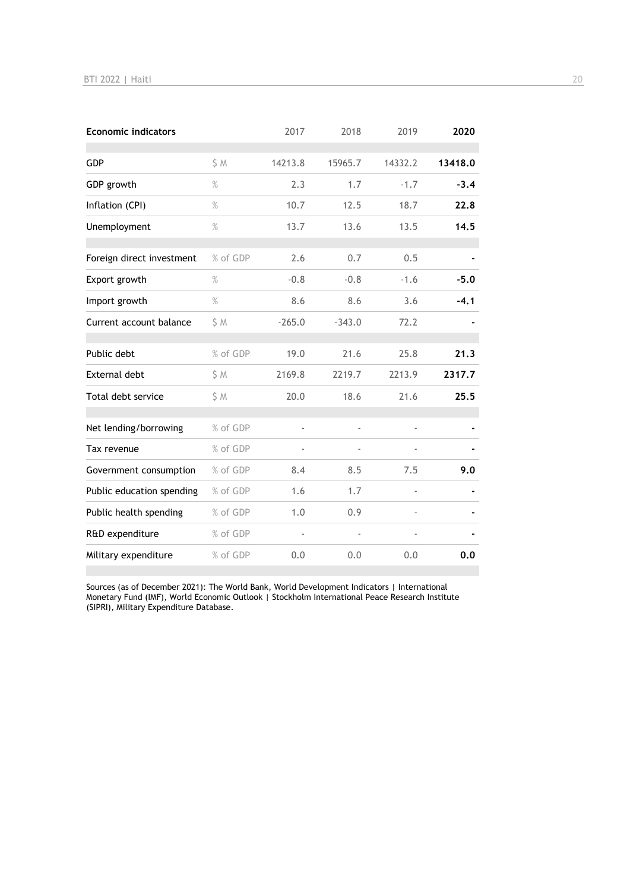| Economic indicators | | 2017 | 2018 | 2019 | 2020 |
|---|---|---|---|---|---|
| GDP | $ M | 14213.8 | 15965.7 | 14332.2 | **13418.0** |
| GDP growth | % | 2.3 | 1.7 | -1.7 | **-3.4** |
| Inflation (CPI) | % | 10.7 | 12.5 | 18.7 | **22.8** |
| Unemployment | % | 13.7 | 13.6 | 13.5 | **14.5** |
| Foreign direct investment | % of GDP | 2.6 | 0.7 | 0.5 | **-** |
| Export growth | % | -0.8 | -0.8 | -1.6 | **-5.0** |
| Import growth | % | 8.6 | 8.6 | 3.6 | **-4.1** |
| Current account balance | $ M | -265.0 | -343.0 | 72.2 | **-** |
| Public debt | % of GDP | 19.0 | 21.6 | 25.8 | **21.3** |
| External debt | $ M | 2169.8 | 2219.7 | 2213.9 | **2317.7** |
| Total debt service | $ M | 20.0 | 18.6 | 21.6 | **25.5** |
| Net lending/borrowing | % of GDP | - | - | - | **-** |
| Tax revenue | % of GDP | - | - | - | **-** |
| Government consumption | % of GDP | 8.4 | 8.5 | 7.5 | **9.0** |
| Public education spending | % of GDP | 1.6 | 1.7 | - | **-** |
| Public health spending | % of GDP | 1.0 | 0.9 | - | **-** |
| R&D expenditure | % of GDP | - | - | - | **-** |
| Military expenditure | % of GDP | 0.0 | 0.0 | 0.0 | **0.0** |

Sources (as of December 2021): The World Bank, World Development Indicators | International Monetary Fund (IMF), World Economic Outlook | Stockholm International Peace Research Institute (SIPRI), Military Expenditure Database.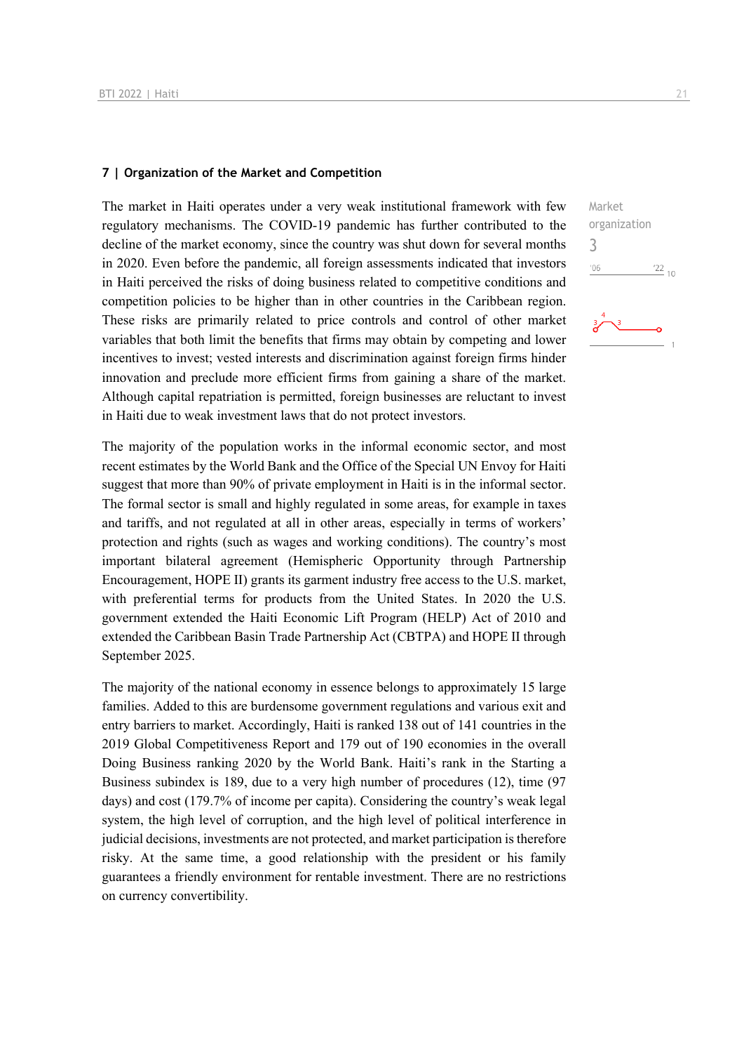## 7 | Organization of the Market and Competition

Market organization
3

The market in Haiti operates under a very weak institutional framework with few regulatory mechanisms. The COVID-19 pandemic has further contributed to the decline of the market economy, since the country was shut down for several months in 2020. Even before the pandemic, all foreign assessments indicated that investors in Haiti perceived the risks of doing business related to competitive conditions and competition policies to be higher than in other countries in the Caribbean region. These risks are primarily related to price controls and control of other market variables that both limit the benefits that firms may obtain by competing and lower incentives to invest; vested interests and discrimination against foreign firms hinder innovation and preclude more efficient firms from gaining a share of the market. Although capital repatriation is permitted, foreign businesses are reluctant to invest in Haiti due to weak investment laws that do not protect investors.

The majority of the population works in the informal economic sector, and most recent estimates by the World Bank and the Office of the Special UN Envoy for Haiti suggest that more than 90% of private employment in Haiti is in the informal sector. The formal sector is small and highly regulated in some areas, for example in taxes and tariffs, and not regulated at all in other areas, especially in terms of workers' protection and rights (such as wages and working conditions). The country's most important bilateral agreement (Hemispheric Opportunity through Partnership Encouragement, HOPE II) grants its garment industry free access to the U.S. market, with preferential terms for products from the United States. In 2020 the U.S. government extended the Haiti Economic Lift Program (HELP) Act of 2010 and extended the Caribbean Basin Trade Partnership Act (CBTPA) and HOPE II through September 2025.

The majority of the national economy in essence belongs to approximately 15 large families. Added to this are burdensome government regulations and various exit and entry barriers to market. Accordingly, Haiti is ranked 138 out of 141 countries in the 2019 Global Competitiveness Report and 179 out of 190 economies in the overall Doing Business ranking 2020 by the World Bank. Haiti's rank in the Starting a Business subindex is 189, due to a very high number of procedures (12), time (97 days) and cost (179.7% of income per capita). Considering the country's weak legal system, the high level of corruption, and the high level of political interference in judicial decisions, investments are not protected, and market participation is therefore risky. At the same time, a good relationship with the president or his family guarantees a friendly environment for rentable investment. There are no restrictions on currency convertibility.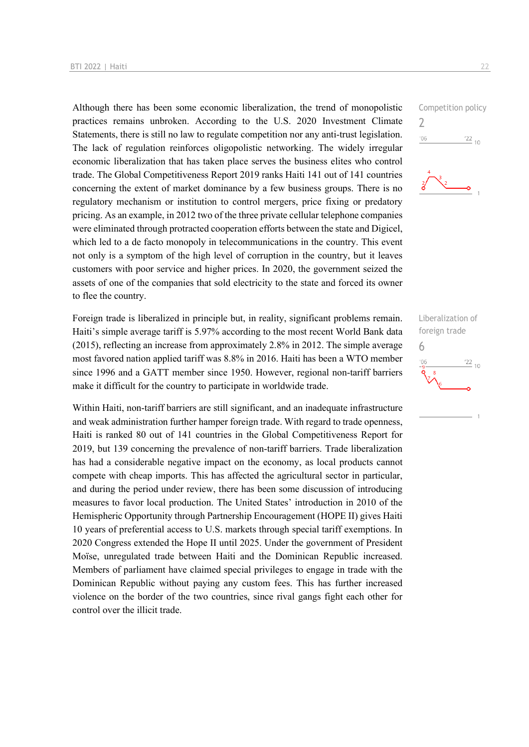Although there has been some economic liberalization, the trend of monopolistic practices remains unbroken. According to the U.S. 2020 Investment Climate Statements, there is still no law to regulate competition nor any anti-trust legislation. The lack of regulation reinforces oligopolistic networking. The widely irregular economic liberalization that has taken place serves the business elites who control trade. The Global Competitiveness Report 2019 ranks Haiti 141 out of 141 countries concerning the extent of market dominance by a few business groups. There is no regulatory mechanism or institution to control mergers, price fixing or predatory pricing. As an example, in 2012 two of the three private cellular telephone companies were eliminated through protracted cooperation efforts between the state and Digicel, which led to a de facto monopoly in telecommunications in the country. This event not only is a symptom of the high level of corruption in the country, but it leaves customers with poor service and higher prices. In 2020, the government seized the assets of one of the companies that sold electricity to the state and forced its owner to flee the country.

Competition policy
2

Foreign trade is liberalized in principle but, in reality, significant problems remain. Haiti's simple average tariff is 5.97% according to the most recent World Bank data (2015), reflecting an increase from approximately 2.8% in 2012. The simple average most favored nation applied tariff was 8.8% in 2016. Haiti has been a WTO member since 1996 and a GATT member since 1950. However, regional non-tariff barriers make it difficult for the country to participate in worldwide trade.

Liberalization of foreign trade
6

Within Haiti, non-tariff barriers are still significant, and an inadequate infrastructure and weak administration further hamper foreign trade. With regard to trade openness, Haiti is ranked 80 out of 141 countries in the Global Competitiveness Report for 2019, but 139 concerning the prevalence of non-tariff barriers. Trade liberalization has had a considerable negative impact on the economy, as local products cannot compete with cheap imports. This has affected the agricultural sector in particular, and during the period under review, there has been some discussion of introducing measures to favor local production. The United States' introduction in 2010 of the Hemispheric Opportunity through Partnership Encouragement (HOPE II) gives Haiti 10 years of preferential access to U.S. markets through special tariff exemptions. In 2020 Congress extended the Hope II until 2025. Under the government of President Moïse, unregulated trade between Haiti and the Dominican Republic increased. Members of parliament have claimed special privileges to engage in trade with the Dominican Republic without paying any custom fees. This has further increased violence on the border of the two countries, since rival gangs fight each other for control over the illicit trade.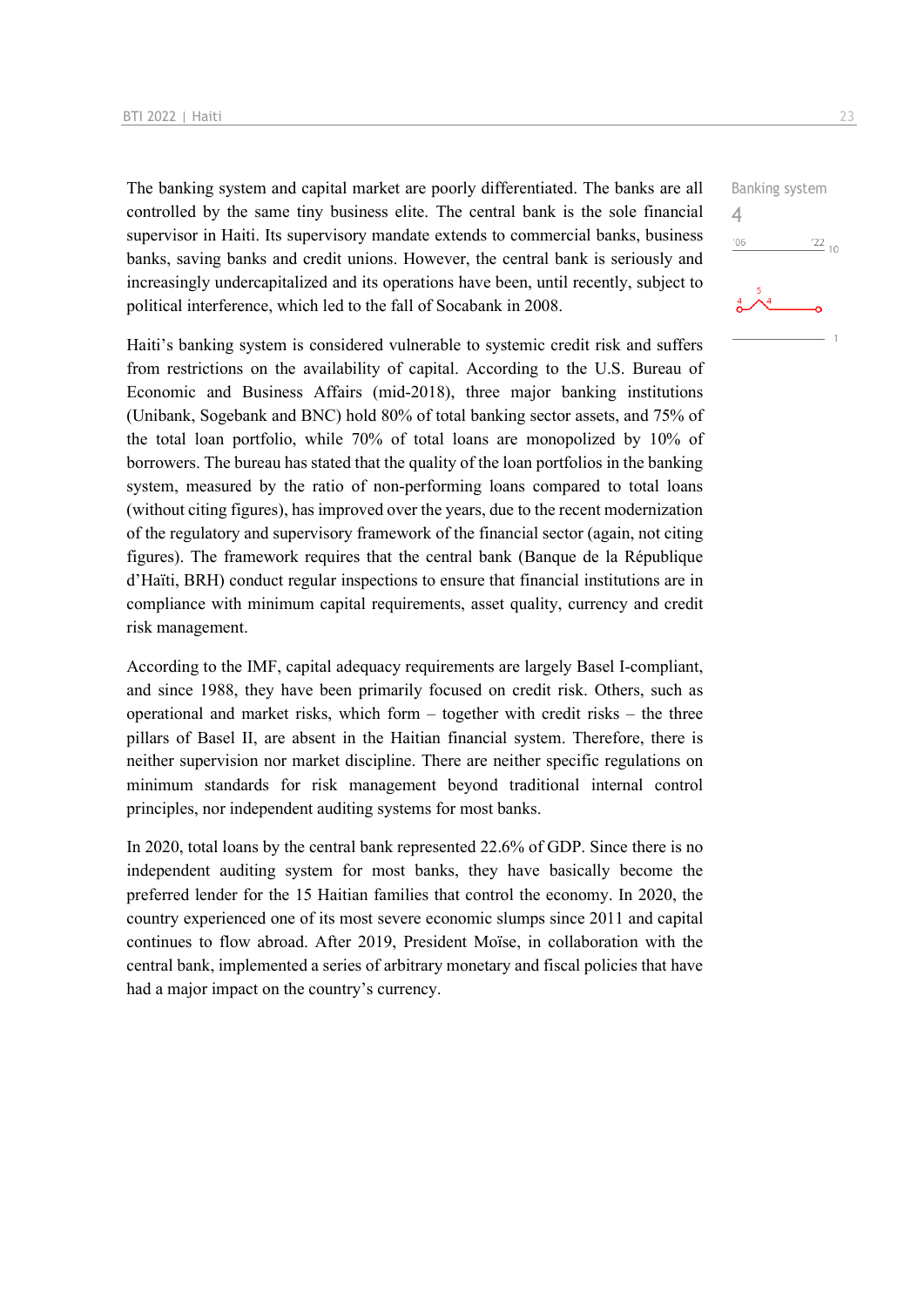The banking system and capital market are poorly differentiated. The banks are all controlled by the same tiny business elite. The central bank is the sole financial supervisor in Haiti. Its supervisory mandate extends to commercial banks, business banks, saving banks and credit unions. However, the central bank is seriously and increasingly undercapitalized and its operations have been, until recently, subject to political interference, which led to the fall of Socabank in 2008.

Banking system
4

Haiti's banking system is considered vulnerable to systemic credit risk and suffers from restrictions on the availability of capital. According to the U.S. Bureau of Economic and Business Affairs (mid-2018), three major banking institutions (Unibank, Sogebank and BNC) hold 80% of total banking sector assets, and 75% of the total loan portfolio, while 70% of total loans are monopolized by 10% of borrowers. The bureau has stated that the quality of the loan portfolios in the banking system, measured by the ratio of non-performing loans compared to total loans (without citing figures), has improved over the years, due to the recent modernization of the regulatory and supervisory framework of the financial sector (again, not citing figures). The framework requires that the central bank (Banque de la République d'Haïti, BRH) conduct regular inspections to ensure that financial institutions are in compliance with minimum capital requirements, asset quality, currency and credit risk management.

According to the IMF, capital adequacy requirements are largely Basel I-compliant, and since 1988, they have been primarily focused on credit risk. Others, such as operational and market risks, which form – together with credit risks – the three pillars of Basel II, are absent in the Haitian financial system. Therefore, there is neither supervision nor market discipline. There are neither specific regulations on minimum standards for risk management beyond traditional internal control principles, nor independent auditing systems for most banks.

In 2020, total loans by the central bank represented 22.6% of GDP. Since there is no independent auditing system for most banks, they have basically become the preferred lender for the 15 Haitian families that control the economy. In 2020, the country experienced one of its most severe economic slumps since 2011 and capital continues to flow abroad. After 2019, President Moïse, in collaboration with the central bank, implemented a series of arbitrary monetary and fiscal policies that have had a major impact on the country's currency.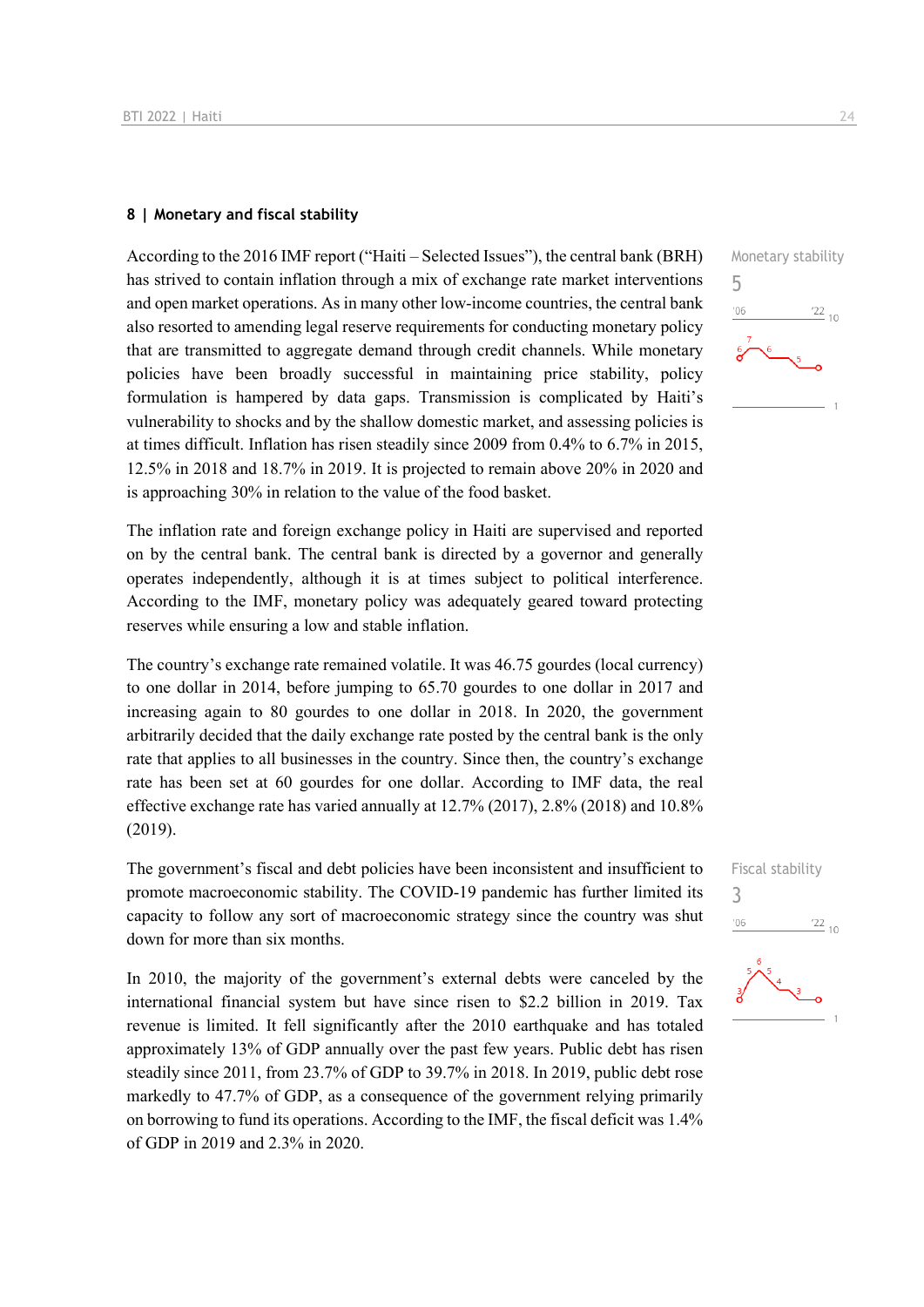## 8 | Monetary and fiscal stability

According to the 2016 IMF report ("Haiti – Selected Issues"), the central bank (BRH) has strived to contain inflation through a mix of exchange rate market interventions and open market operations. As in many other low-income countries, the central bank also resorted to amending legal reserve requirements for conducting monetary policy that are transmitted to aggregate demand through credit channels. While monetary policies have been broadly successful in maintaining price stability, policy formulation is hampered by data gaps. Transmission is complicated by Haiti's vulnerability to shocks and by the shallow domestic market, and assessing policies is at times difficult. Inflation has risen steadily since 2009 from 0.4% to 6.7% in 2015, 12.5% in 2018 and 18.7% in 2019. It is projected to remain above 20% in 2020 and is approaching 30% in relation to the value of the food basket.

Monetary stability
5

The inflation rate and foreign exchange policy in Haiti are supervised and reported on by the central bank. The central bank is directed by a governor and generally operates independently, although it is at times subject to political interference. According to the IMF, monetary policy was adequately geared toward protecting reserves while ensuring a low and stable inflation.

The country's exchange rate remained volatile. It was 46.75 gourdes (local currency) to one dollar in 2014, before jumping to 65.70 gourdes to one dollar in 2017 and increasing again to 80 gourdes to one dollar in 2018. In 2020, the government arbitrarily decided that the daily exchange rate posted by the central bank is the only rate that applies to all businesses in the country. Since then, the country's exchange rate has been set at 60 gourdes for one dollar. According to IMF data, the real effective exchange rate has varied annually at 12.7% (2017), 2.8% (2018) and 10.8% (2019).

The government's fiscal and debt policies have been inconsistent and insufficient to promote macroeconomic stability. The COVID-19 pandemic has further limited its capacity to follow any sort of macroeconomic strategy since the country was shut down for more than six months.

Fiscal stability
3

In 2010, the majority of the government's external debts were canceled by the international financial system but have since risen to $2.2 billion in 2019. Tax revenue is limited. It fell significantly after the 2010 earthquake and has totaled approximately 13% of GDP annually over the past few years. Public debt has risen steadily since 2011, from 23.7% of GDP to 39.7% in 2018. In 2019, public debt rose markedly to 47.7% of GDP, as a consequence of the government relying primarily on borrowing to fund its operations. According to the IMF, the fiscal deficit was 1.4% of GDP in 2019 and 2.3% in 2020.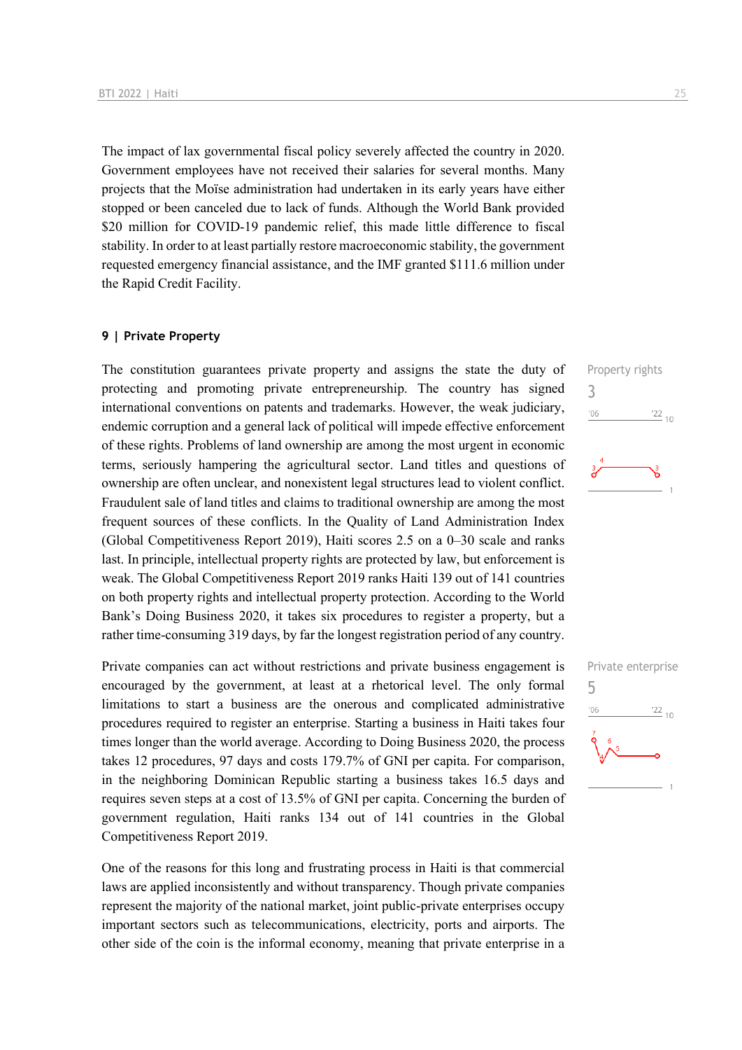The impact of lax governmental fiscal policy severely affected the country in 2020. Government employees have not received their salaries for several months. Many projects that the Moïse administration had undertaken in its early years have either stopped or been canceled due to lack of funds. Although the World Bank provided $20 million for COVID-19 pandemic relief, this made little difference to fiscal stability. In order to at least partially restore macroeconomic stability, the government requested emergency financial assistance, and the IMF granted $111.6 million under the Rapid Credit Facility.

## 9 | Private Property

Property rights
3

The constitution guarantees private property and assigns the state the duty of protecting and promoting private entrepreneurship. The country has signed international conventions on patents and trademarks. However, the weak judiciary, endemic corruption and a general lack of political will impede effective enforcement of these rights. Problems of land ownership are among the most urgent in economic terms, seriously hampering the agricultural sector. Land titles and questions of ownership are often unclear, and nonexistent legal structures lead to violent conflict. Fraudulent sale of land titles and claims to traditional ownership are among the most frequent sources of these conflicts. In the Quality of Land Administration Index (Global Competitiveness Report 2019), Haiti scores 2.5 on a 0–30 scale and ranks last. In principle, intellectual property rights are protected by law, but enforcement is weak. The Global Competitiveness Report 2019 ranks Haiti 139 out of 141 countries on both property rights and intellectual property protection. According to the World Bank's Doing Business 2020, it takes six procedures to register a property, but a rather time-consuming 319 days, by far the longest registration period of any country.

Private enterprise
5

Private companies can act without restrictions and private business engagement is encouraged by the government, at least at a rhetorical level. The only formal limitations to start a business are the onerous and complicated administrative procedures required to register an enterprise. Starting a business in Haiti takes four times longer than the world average. According to Doing Business 2020, the process takes 12 procedures, 97 days and costs 179.7% of GNI per capita. For comparison, in the neighboring Dominican Republic starting a business takes 16.5 days and requires seven steps at a cost of 13.5% of GNI per capita. Concerning the burden of government regulation, Haiti ranks 134 out of 141 countries in the Global Competitiveness Report 2019.

One of the reasons for this long and frustrating process in Haiti is that commercial laws are applied inconsistently and without transparency. Though private companies represent the majority of the national market, joint public-private enterprises occupy important sectors such as telecommunications, electricity, ports and airports. The other side of the coin is the informal economy, meaning that private enterprise in a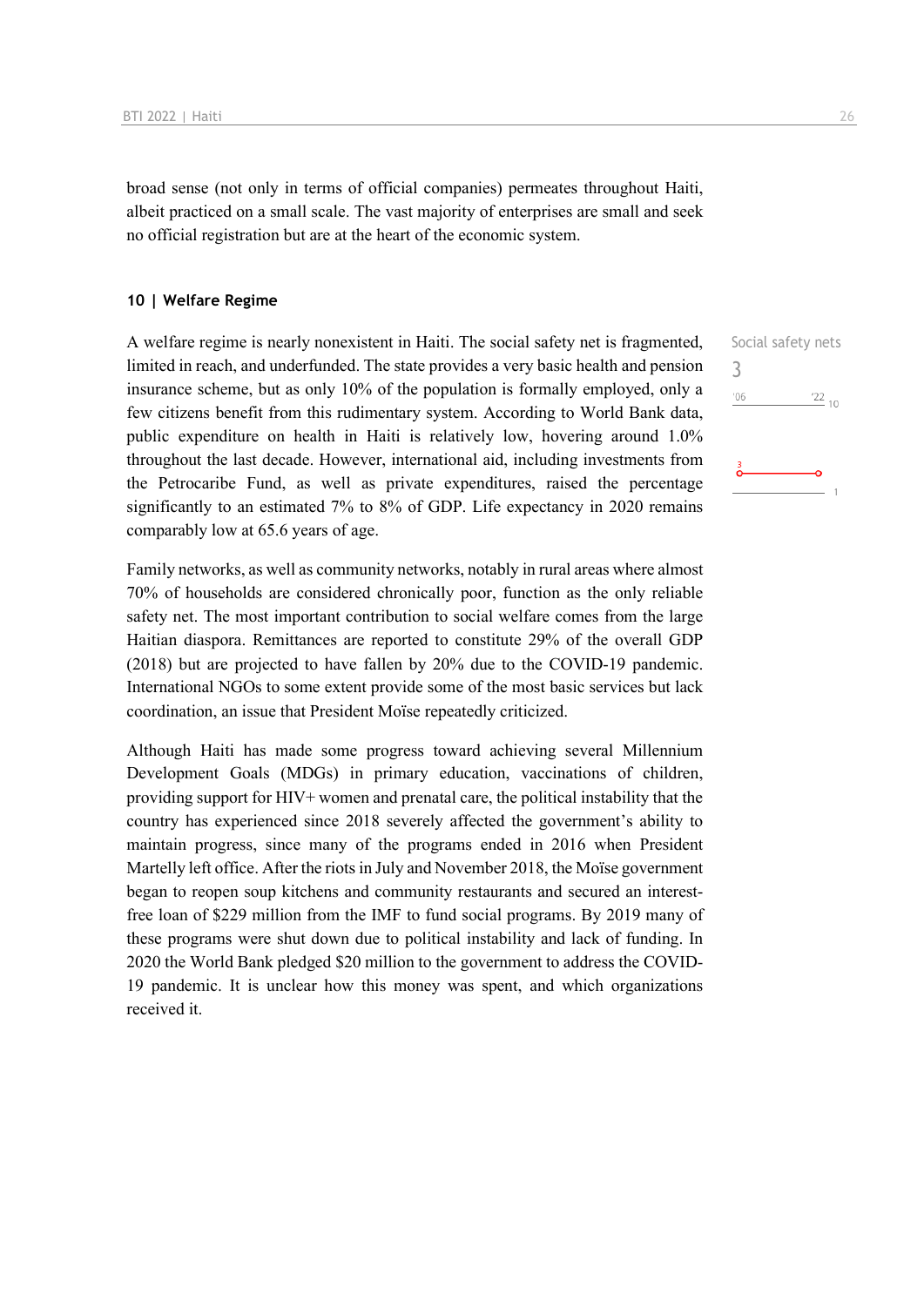broad sense (not only in terms of official companies) permeates throughout Haiti, albeit practiced on a small scale. The vast majority of enterprises are small and seek no official registration but are at the heart of the economic system.

## 10 | Welfare Regime

Social safety nets

3

'06 '22 10

A welfare regime is nearly nonexistent in Haiti. The social safety net is fragmented, limited in reach, and underfunded. The state provides a very basic health and pension insurance scheme, but as only 10% of the population is formally employed, only a few citizens benefit from this rudimentary system. According to World Bank data, public expenditure on health in Haiti is relatively low, hovering around 1.0% throughout the last decade. However, international aid, including investments from the Petrocaribe Fund, as well as private expenditures, raised the percentage significantly to an estimated 7% to 8% of GDP. Life expectancy in 2020 remains comparably low at 65.6 years of age.

Family networks, as well as community networks, notably in rural areas where almost 70% of households are considered chronically poor, function as the only reliable safety net. The most important contribution to social welfare comes from the large Haitian diaspora. Remittances are reported to constitute 29% of the overall GDP (2018) but are projected to have fallen by 20% due to the COVID-19 pandemic. International NGOs to some extent provide some of the most basic services but lack coordination, an issue that President Moïse repeatedly criticized.

Although Haiti has made some progress toward achieving several Millennium Development Goals (MDGs) in primary education, vaccinations of children, providing support for HIV+ women and prenatal care, the political instability that the country has experienced since 2018 severely affected the government's ability to maintain progress, since many of the programs ended in 2016 when President Martelly left office. After the riots in July and November 2018, the Moïse government began to reopen soup kitchens and community restaurants and secured an interest-free loan of $229 million from the IMF to fund social programs. By 2019 many of these programs were shut down due to political instability and lack of funding. In 2020 the World Bank pledged $20 million to the government to address the COVID-19 pandemic. It is unclear how this money was spent, and which organizations received it.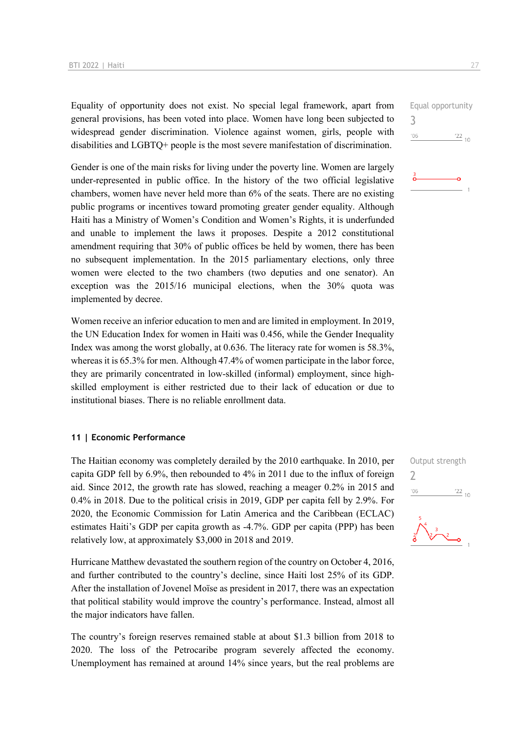Equality of opportunity does not exist. No special legal framework, apart from general provisions, has been voted into place. Women have long been subjected to widespread gender discrimination. Violence against women, girls, people with disabilities and LGBTQ+ people is the most severe manifestation of discrimination.

Equal opportunity
3

Gender is one of the main risks for living under the poverty line. Women are largely under-represented in public office. In the history of the two official legislative chambers, women have never held more than 6% of the seats. There are no existing public programs or incentives toward promoting greater gender equality. Although Haiti has a Ministry of Women's Condition and Women's Rights, it is underfunded and unable to implement the laws it proposes. Despite a 2012 constitutional amendment requiring that 30% of public offices be held by women, there has been no subsequent implementation. In the 2015 parliamentary elections, only three women were elected to the two chambers (two deputies and one senator). An exception was the 2015/16 municipal elections, when the 30% quota was implemented by decree.

Women receive an inferior education to men and are limited in employment. In 2019, the UN Education Index for women in Haiti was 0.456, while the Gender Inequality Index was among the worst globally, at 0.636. The literacy rate for women is 58.3%, whereas it is 65.3% for men. Although 47.4% of women participate in the labor force, they are primarily concentrated in low-skilled (informal) employment, since high-skilled employment is either restricted due to their lack of education or due to institutional biases. There is no reliable enrollment data.

## 11 | Economic Performance

The Haitian economy was completely derailed by the 2010 earthquake. In 2010, per capita GDP fell by 6.9%, then rebounded to 4% in 2011 due to the influx of foreign aid. Since 2012, the growth rate has slowed, reaching a meager 0.2% in 2015 and 0.4% in 2018. Due to the political crisis in 2019, GDP per capita fell by 2.9%. For 2020, the Economic Commission for Latin America and the Caribbean (ECLAC) estimates Haiti's GDP per capita growth as -4.7%. GDP per capita (PPP) has been relatively low, at approximately $3,000 in 2018 and 2019.

Output strength
2

Hurricane Matthew devastated the southern region of the country on October 4, 2016, and further contributed to the country's decline, since Haiti lost 25% of its GDP. After the installation of Jovenel Moïse as president in 2017, there was an expectation that political stability would improve the country's performance. Instead, almost all the major indicators have fallen.

The country's foreign reserves remained stable at about $1.3 billion from 2018 to 2020. The loss of the Petrocaribe program severely affected the economy. Unemployment has remained at around 14% since years, but the real problems are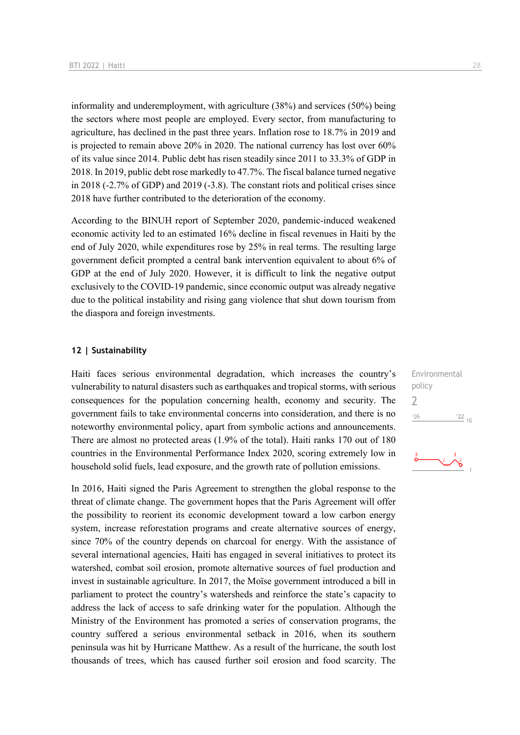informality and underemployment, with agriculture (38%) and services (50%) being the sectors where most people are employed. Every sector, from manufacturing to agriculture, has declined in the past three years. Inflation rose to 18.7% in 2019 and is projected to remain above 20% in 2020. The national currency has lost over 60% of its value since 2014. Public debt has risen steadily since 2011 to 33.3% of GDP in 2018. In 2019, public debt rose markedly to 47.7%. The fiscal balance turned negative in 2018 (-2.7% of GDP) and 2019 (-3.8). The constant riots and political crises since 2018 have further contributed to the deterioration of the economy.

According to the BINUH report of September 2020, pandemic-induced weakened economic activity led to an estimated 16% decline in fiscal revenues in Haiti by the end of July 2020, while expenditures rose by 25% in real terms. The resulting large government deficit prompted a central bank intervention equivalent to about 6% of GDP at the end of July 2020. However, it is difficult to link the negative output exclusively to the COVID-19 pandemic, since economic output was already negative due to the political instability and rising gang violence that shut down tourism from the diaspora and foreign investments.

## 12 | Sustainability

Environmental policy
2

Haiti faces serious environmental degradation, which increases the country's vulnerability to natural disasters such as earthquakes and tropical storms, with serious consequences for the population concerning health, economy and security. The government fails to take environmental concerns into consideration, and there is no noteworthy environmental policy, apart from symbolic actions and announcements. There are almost no protected areas (1.9% of the total). Haiti ranks 170 out of 180 countries in the Environmental Performance Index 2020, scoring extremely low in household solid fuels, lead exposure, and the growth rate of pollution emissions.

In 2016, Haiti signed the Paris Agreement to strengthen the global response to the threat of climate change. The government hopes that the Paris Agreement will offer the possibility to reorient its economic development toward a low carbon energy system, increase reforestation programs and create alternative sources of energy, since 70% of the country depends on charcoal for energy. With the assistance of several international agencies, Haiti has engaged in several initiatives to protect its watershed, combat soil erosion, promote alternative sources of fuel production and invest in sustainable agriculture. In 2017, the Moïse government introduced a bill in parliament to protect the country's watersheds and reinforce the state's capacity to address the lack of access to safe drinking water for the population. Although the Ministry of the Environment has promoted a series of conservation programs, the country suffered a serious environmental setback in 2016, when its southern peninsula was hit by Hurricane Matthew. As a result of the hurricane, the south lost thousands of trees, which has caused further soil erosion and food scarcity. The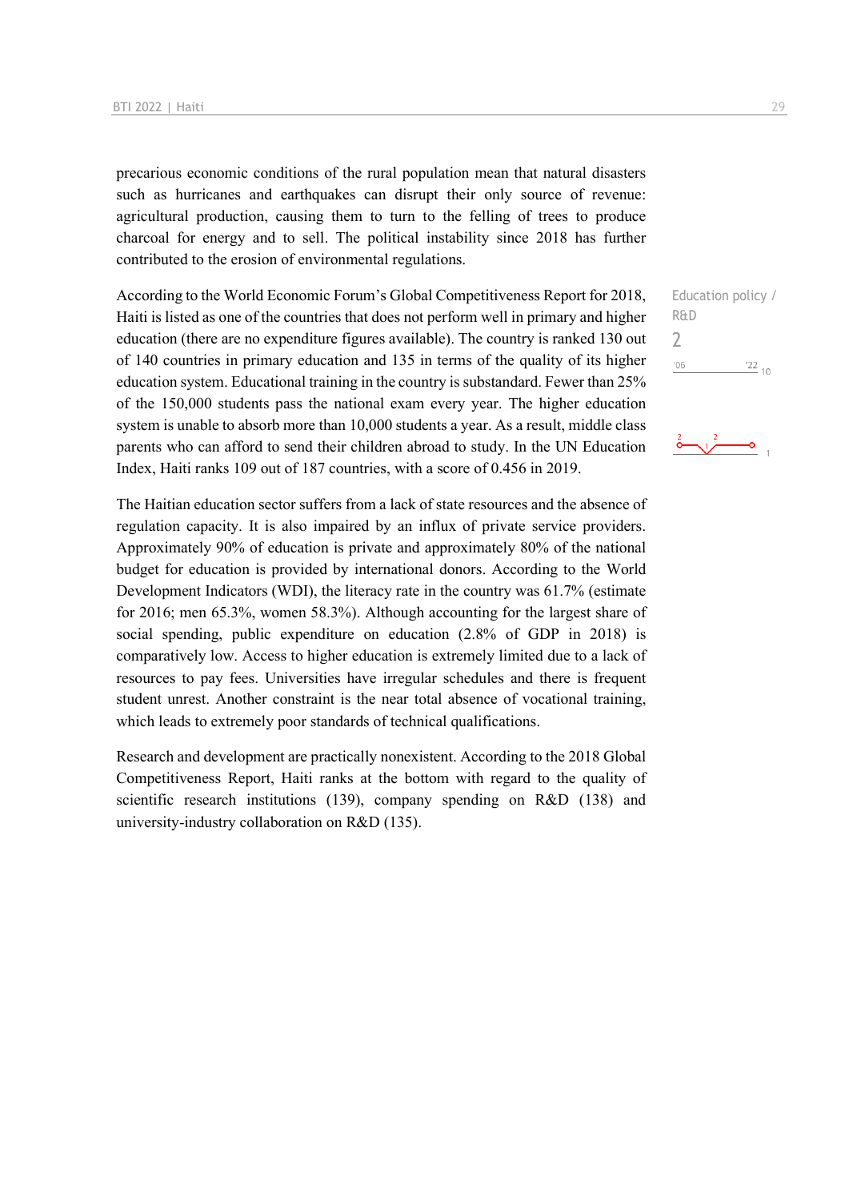precarious economic conditions of the rural population mean that natural disasters such as hurricanes and earthquakes can disrupt their only source of revenue: agricultural production, causing them to turn to the felling of trees to produce charcoal for energy and to sell. The political instability since 2018 has further contributed to the erosion of environmental regulations.

Education policy / R&D

2

According to the World Economic Forum's Global Competitiveness Report for 2018, Haiti is listed as one of the countries that does not perform well in primary and higher education (there are no expenditure figures available). The country is ranked 130 out of 140 countries in primary education and 135 in terms of the quality of its higher education system. Educational training in the country is substandard. Fewer than 25% of the 150,000 students pass the national exam every year. The higher education system is unable to absorb more than 10,000 students a year. As a result, middle class parents who can afford to send their children abroad to study. In the UN Education Index, Haiti ranks 109 out of 187 countries, with a score of 0.456 in 2019.

The Haitian education sector suffers from a lack of state resources and the absence of regulation capacity. It is also impaired by an influx of private service providers. Approximately 90% of education is private and approximately 80% of the national budget for education is provided by international donors. According to the World Development Indicators (WDI), the literacy rate in the country was 61.7% (estimate for 2016; men 65.3%, women 58.3%). Although accounting for the largest share of social spending, public expenditure on education (2.8% of GDP in 2018) is comparatively low. Access to higher education is extremely limited due to a lack of resources to pay fees. Universities have irregular schedules and there is frequent student unrest. Another constraint is the near total absence of vocational training, which leads to extremely poor standards of technical qualifications.

Research and development are practically nonexistent. According to the 2018 Global Competitiveness Report, Haiti ranks at the bottom with regard to the quality of scientific research institutions (139), company spending on R&D (138) and university-industry collaboration on R&D (135).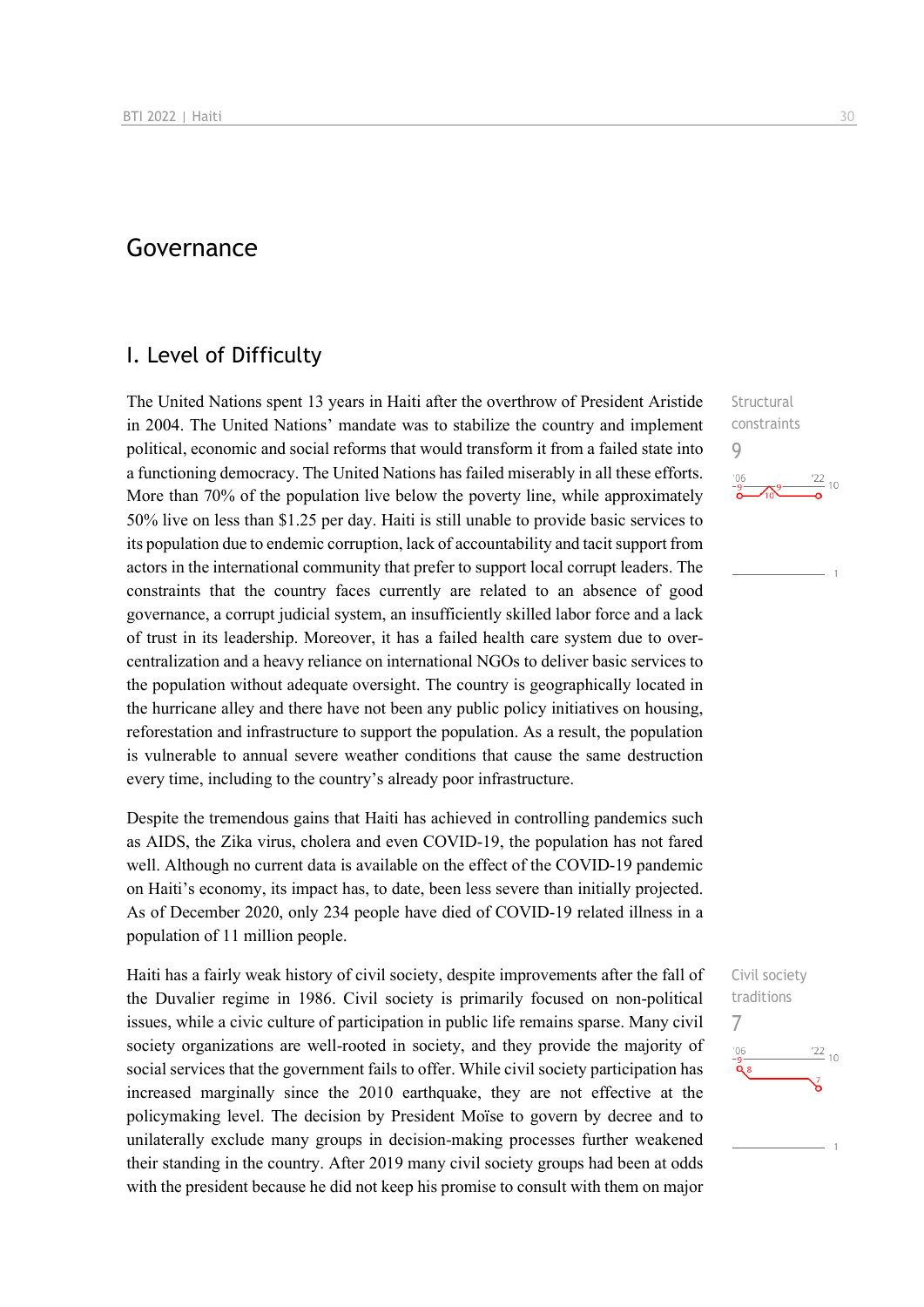# Governance

## I. Level of Difficulty

Structural constraints

9

The United Nations spent 13 years in Haiti after the overthrow of President Aristide in 2004. The United Nations' mandate was to stabilize the country and implement political, economic and social reforms that would transform it from a failed state into a functioning democracy. The United Nations has failed miserably in all these efforts. More than 70% of the population live below the poverty line, while approximately 50% live on less than $1.25 per day. Haiti is still unable to provide basic services to its population due to endemic corruption, lack of accountability and tacit support from actors in the international community that prefer to support local corrupt leaders. The constraints that the country faces currently are related to an absence of good governance, a corrupt judicial system, an insufficiently skilled labor force and a lack of trust in its leadership. Moreover, it has a failed health care system due to over-centralization and a heavy reliance on international NGOs to deliver basic services to the population without adequate oversight. The country is geographically located in the hurricane alley and there have not been any public policy initiatives on housing, reforestation and infrastructure to support the population. As a result, the population is vulnerable to annual severe weather conditions that cause the same destruction every time, including to the country's already poor infrastructure.

Despite the tremendous gains that Haiti has achieved in controlling pandemics such as AIDS, the Zika virus, cholera and even COVID-19, the population has not fared well. Although no current data is available on the effect of the COVID-19 pandemic on Haiti's economy, its impact has, to date, been less severe than initially projected. As of December 2020, only 234 people have died of COVID-19 related illness in a population of 11 million people.

Civil society traditions

7

Haiti has a fairly weak history of civil society, despite improvements after the fall of the Duvalier regime in 1986. Civil society is primarily focused on non-political issues, while a civic culture of participation in public life remains sparse. Many civil society organizations are well-rooted in society, and they provide the majority of social services that the government fails to offer. While civil society participation has increased marginally since the 2010 earthquake, they are not effective at the policymaking level. The decision by President Moïse to govern by decree and to unilaterally exclude many groups in decision-making processes further weakened their standing in the country. After 2019 many civil society groups had been at odds with the president because he did not keep his promise to consult with them on major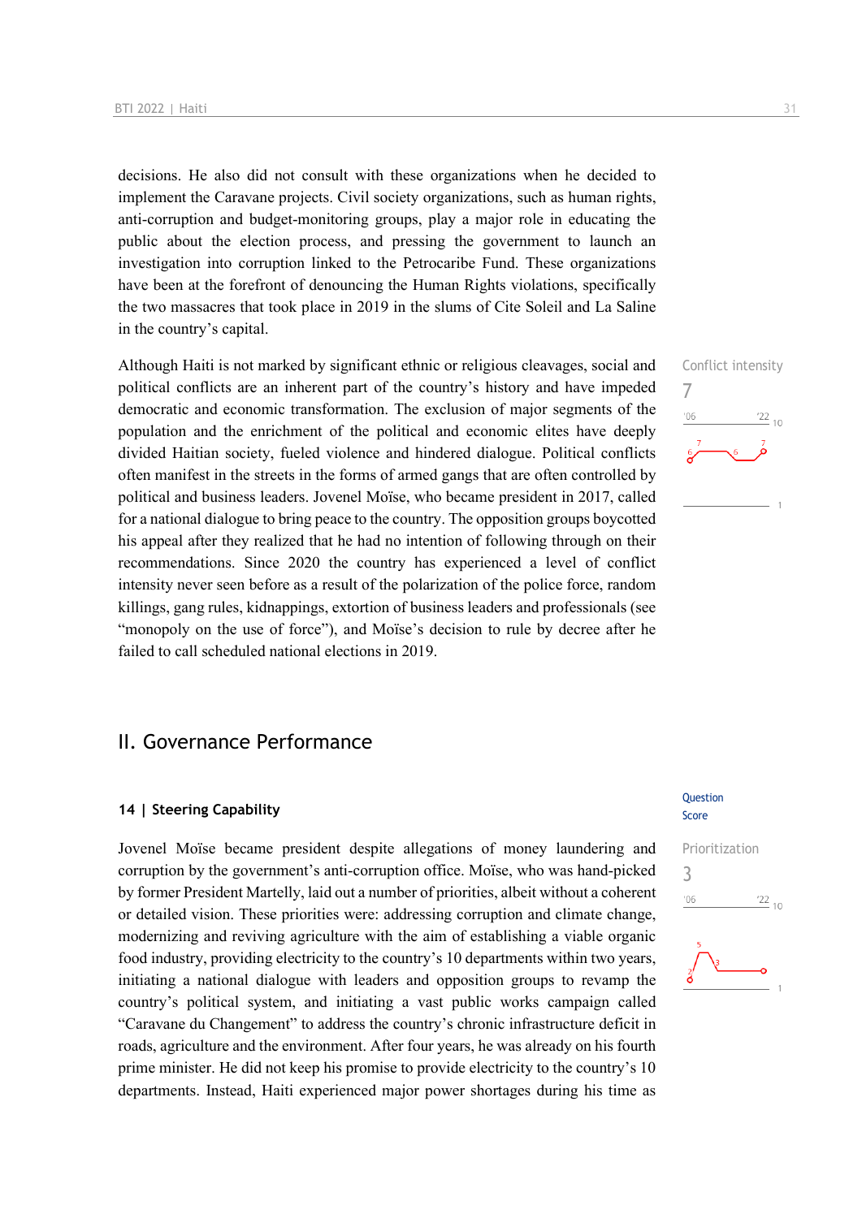decisions. He also did not consult with these organizations when he decided to implement the Caravane projects. Civil society organizations, such as human rights, anti-corruption and budget-monitoring groups, play a major role in educating the public about the election process, and pressing the government to launch an investigation into corruption linked to the Petrocaribe Fund. These organizations have been at the forefront of denouncing the Human Rights violations, specifically the two massacres that took place in 2019 in the slums of Cite Soleil and La Saline in the country's capital.

Conflict intensity
7

Although Haiti is not marked by significant ethnic or religious cleavages, social and political conflicts are an inherent part of the country's history and have impeded democratic and economic transformation. The exclusion of major segments of the population and the enrichment of the political and economic elites have deeply divided Haitian society, fueled violence and hindered dialogue. Political conflicts often manifest in the streets in the forms of armed gangs that are often controlled by political and business leaders. Jovenel Moïse, who became president in 2017, called for a national dialogue to bring peace to the country. The opposition groups boycotted his appeal after they realized that he had no intention of following through on their recommendations. Since 2020 the country has experienced a level of conflict intensity never seen before as a result of the polarization of the police force, random killings, gang rules, kidnappings, extortion of business leaders and professionals (see "monopoly on the use of force"), and Moïse's decision to rule by decree after he failed to call scheduled national elections in 2019.

## II. Governance Performance

### 14 | Steering Capability

Question Score

Prioritization
3

Jovenel Moïse became president despite allegations of money laundering and corruption by the government's anti-corruption office. Moïse, who was hand-picked by former President Martelly, laid out a number of priorities, albeit without a coherent or detailed vision. These priorities were: addressing corruption and climate change, modernizing and reviving agriculture with the aim of establishing a viable organic food industry, providing electricity to the country's 10 departments within two years, initiating a national dialogue with leaders and opposition groups to revamp the country's political system, and initiating a vast public works campaign called "Caravane du Changement" to address the country's chronic infrastructure deficit in roads, agriculture and the environment. After four years, he was already on his fourth prime minister. He did not keep his promise to provide electricity to the country's 10 departments. Instead, Haiti experienced major power shortages during his time as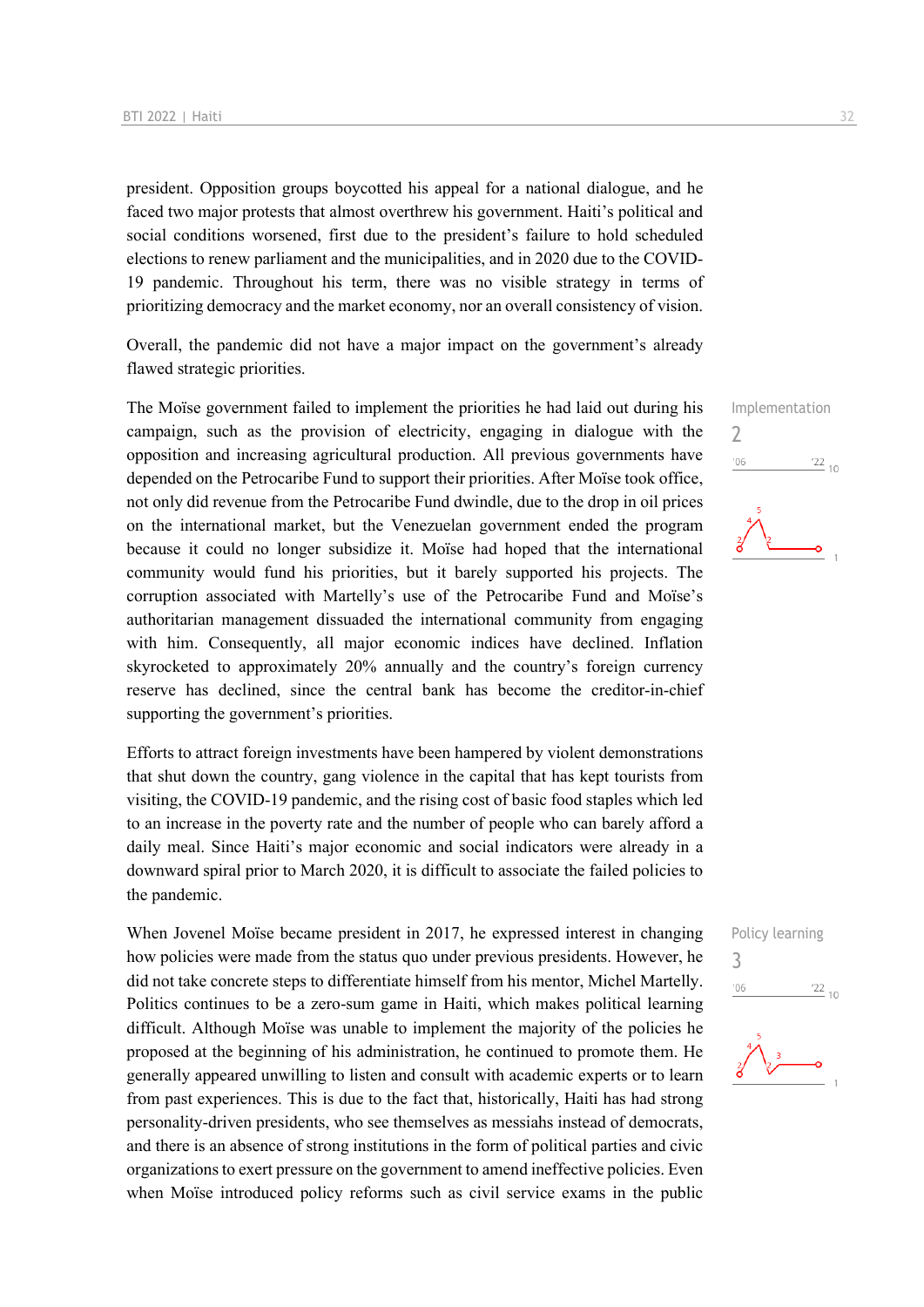president. Opposition groups boycotted his appeal for a national dialogue, and he faced two major protests that almost overthrew his government. Haiti's political and social conditions worsened, first due to the president's failure to hold scheduled elections to renew parliament and the municipalities, and in 2020 due to the COVID-19 pandemic. Throughout his term, there was no visible strategy in terms of prioritizing democracy and the market economy, nor an overall consistency of vision.

Overall, the pandemic did not have a major impact on the government's already flawed strategic priorities.

Implementation
2

The Moïse government failed to implement the priorities he had laid out during his campaign, such as the provision of electricity, engaging in dialogue with the opposition and increasing agricultural production. All previous governments have depended on the Petrocaribe Fund to support their priorities. After Moïse took office, not only did revenue from the Petrocaribe Fund dwindle, due to the drop in oil prices on the international market, but the Venezuelan government ended the program because it could no longer subsidize it. Moïse had hoped that the international community would fund his priorities, but it barely supported his projects. The corruption associated with Martelly's use of the Petrocaribe Fund and Moïse's authoritarian management dissuaded the international community from engaging with him. Consequently, all major economic indices have declined. Inflation skyrocketed to approximately 20% annually and the country's foreign currency reserve has declined, since the central bank has become the creditor-in-chief supporting the government's priorities.

Efforts to attract foreign investments have been hampered by violent demonstrations that shut down the country, gang violence in the capital that has kept tourists from visiting, the COVID-19 pandemic, and the rising cost of basic food staples which led to an increase in the poverty rate and the number of people who can barely afford a daily meal. Since Haiti's major economic and social indicators were already in a downward spiral prior to March 2020, it is difficult to associate the failed policies to the pandemic.

Policy learning
3

When Jovenel Moïse became president in 2017, he expressed interest in changing how policies were made from the status quo under previous presidents. However, he did not take concrete steps to differentiate himself from his mentor, Michel Martelly. Politics continues to be a zero-sum game in Haiti, which makes political learning difficult. Although Moïse was unable to implement the majority of the policies he proposed at the beginning of his administration, he continued to promote them. He generally appeared unwilling to listen and consult with academic experts or to learn from past experiences. This is due to the fact that, historically, Haiti has had strong personality-driven presidents, who see themselves as messiahs instead of democrats, and there is an absence of strong institutions in the form of political parties and civic organizations to exert pressure on the government to amend ineffective policies. Even when Moïse introduced policy reforms such as civil service exams in the public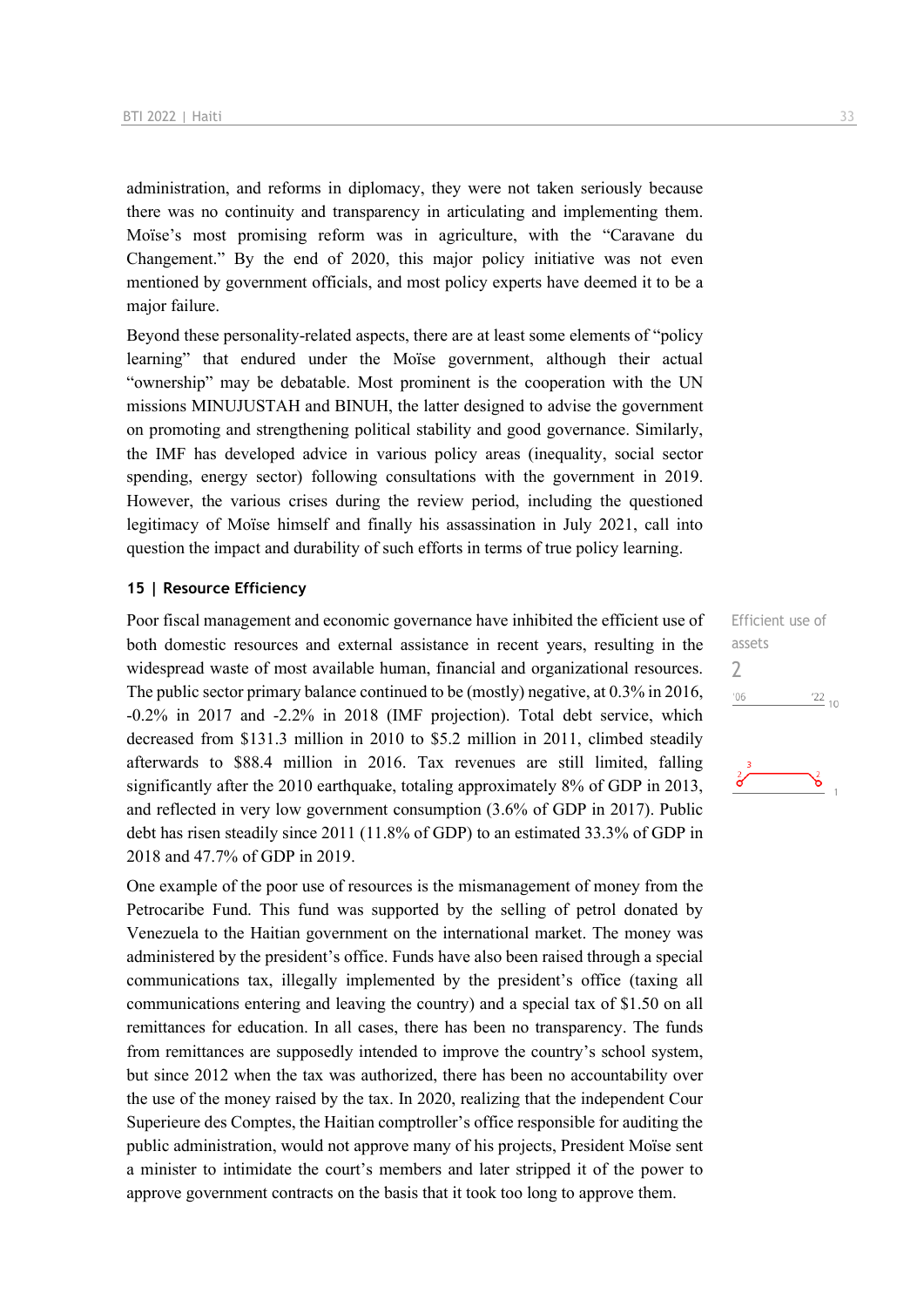administration, and reforms in diplomacy, they were not taken seriously because there was no continuity and transparency in articulating and implementing them. Moïse's most promising reform was in agriculture, with the "Caravane du Changement." By the end of 2020, this major policy initiative was not even mentioned by government officials, and most policy experts have deemed it to be a major failure.

Beyond these personality-related aspects, there are at least some elements of "policy learning" that endured under the Moïse government, although their actual "ownership" may be debatable. Most prominent is the cooperation with the UN missions MINUJUSTAH and BINUH, the latter designed to advise the government on promoting and strengthening political stability and good governance. Similarly, the IMF has developed advice in various policy areas (inequality, social sector spending, energy sector) following consultations with the government in 2019. However, the various crises during the review period, including the questioned legitimacy of Moïse himself and finally his assassination in July 2021, call into question the impact and durability of such efforts in terms of true policy learning.

## 15 | Resource Efficiency

Efficient use of assets

2

Poor fiscal management and economic governance have inhibited the efficient use of both domestic resources and external assistance in recent years, resulting in the widespread waste of most available human, financial and organizational resources. The public sector primary balance continued to be (mostly) negative, at 0.3% in 2016, -0.2% in 2017 and -2.2% in 2018 (IMF projection). Total debt service, which decreased from $131.3 million in 2010 to $5.2 million in 2011, climbed steadily afterwards to $88.4 million in 2016. Tax revenues are still limited, falling significantly after the 2010 earthquake, totaling approximately 8% of GDP in 2013, and reflected in very low government consumption (3.6% of GDP in 2017). Public debt has risen steadily since 2011 (11.8% of GDP) to an estimated 33.3% of GDP in 2018 and 47.7% of GDP in 2019.

One example of the poor use of resources is the mismanagement of money from the Petrocaribe Fund. This fund was supported by the selling of petrol donated by Venezuela to the Haitian government on the international market. The money was administered by the president's office. Funds have also been raised through a special communications tax, illegally implemented by the president's office (taxing all communications entering and leaving the country) and a special tax of $1.50 on all remittances for education. In all cases, there has been no transparency. The funds from remittances are supposedly intended to improve the country's school system, but since 2012 when the tax was authorized, there has been no accountability over the use of the money raised by the tax. In 2020, realizing that the independent Cour Superieure des Comptes, the Haitian comptroller's office responsible for auditing the public administration, would not approve many of his projects, President Moïse sent a minister to intimidate the court's members and later stripped it of the power to approve government contracts on the basis that it took too long to approve them.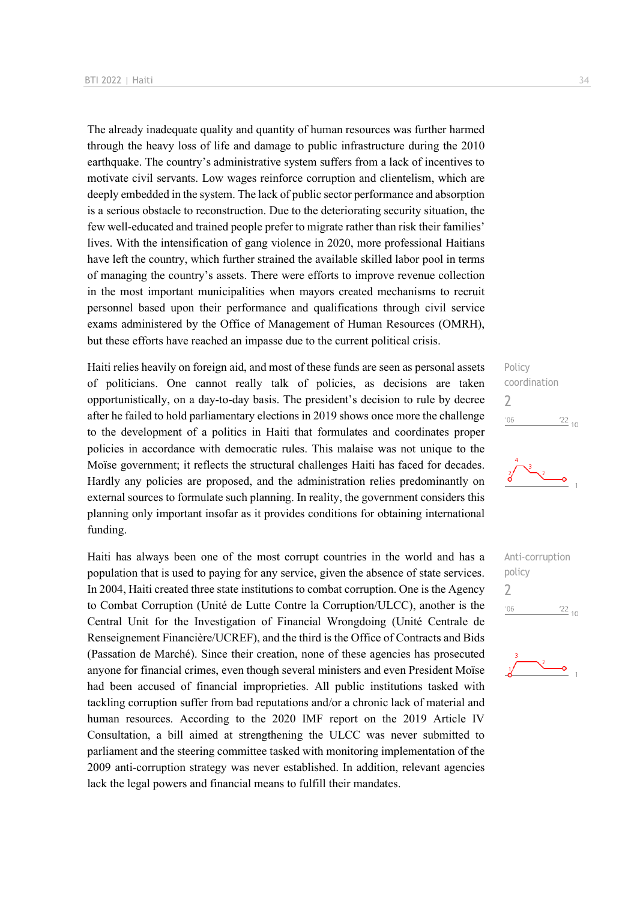The already inadequate quality and quantity of human resources was further harmed through the heavy loss of life and damage to public infrastructure during the 2010 earthquake. The country's administrative system suffers from a lack of incentives to motivate civil servants. Low wages reinforce corruption and clientelism, which are deeply embedded in the system. The lack of public sector performance and absorption is a serious obstacle to reconstruction. Due to the deteriorating security situation, the few well-educated and trained people prefer to migrate rather than risk their families' lives. With the intensification of gang violence in 2020, more professional Haitians have left the country, which further strained the available skilled labor pool in terms of managing the country's assets. There were efforts to improve revenue collection in the most important municipalities when mayors created mechanisms to recruit personnel based upon their performance and qualifications through civil service exams administered by the Office of Management of Human Resources (OMRH), but these efforts have reached an impasse due to the current political crisis.

Policy coordination

2

Haiti relies heavily on foreign aid, and most of these funds are seen as personal assets of politicians. One cannot really talk of policies, as decisions are taken opportunistically, on a day-to-day basis. The president's decision to rule by decree after he failed to hold parliamentary elections in 2019 shows once more the challenge to the development of a politics in Haiti that formulates and coordinates proper policies in accordance with democratic rules. This malaise was not unique to the Moïse government; it reflects the structural challenges Haiti has faced for decades. Hardly any policies are proposed, and the administration relies predominantly on external sources to formulate such planning. In reality, the government considers this planning only important insofar as it provides conditions for obtaining international funding.

Anti-corruption policy

2

Haiti has always been one of the most corrupt countries in the world and has a population that is used to paying for any service, given the absence of state services. In 2004, Haiti created three state institutions to combat corruption. One is the Agency to Combat Corruption (Unité de Lutte Contre la Corruption/ULCC), another is the Central Unit for the Investigation of Financial Wrongdoing (Unité Centrale de Renseignement Financière/UCREF), and the third is the Office of Contracts and Bids (Passation de Marché). Since their creation, none of these agencies has prosecuted anyone for financial crimes, even though several ministers and even President Moïse had been accused of financial improprieties. All public institutions tasked with tackling corruption suffer from bad reputations and/or a chronic lack of material and human resources. According to the 2020 IMF report on the 2019 Article IV Consultation, a bill aimed at strengthening the ULCC was never submitted to parliament and the steering committee tasked with monitoring implementation of the 2009 anti-corruption strategy was never established. In addition, relevant agencies lack the legal powers and financial means to fulfill their mandates.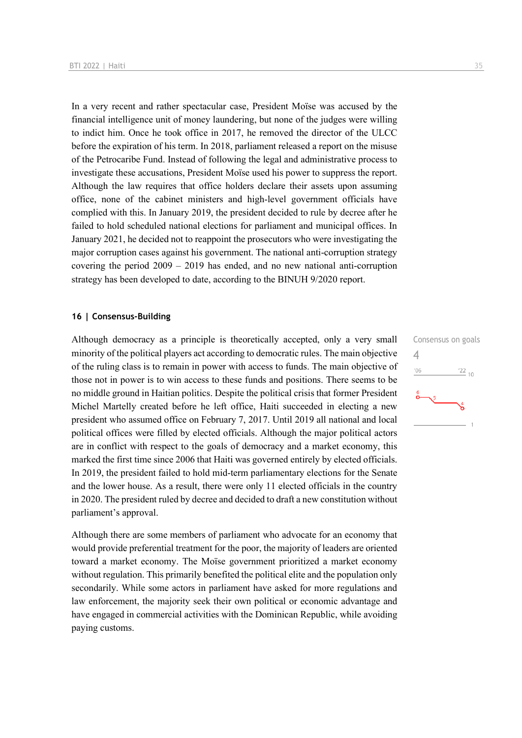In a very recent and rather spectacular case, President Moïse was accused by the financial intelligence unit of money laundering, but none of the judges were willing to indict him. Once he took office in 2017, he removed the director of the ULCC before the expiration of his term. In 2018, parliament released a report on the misuse of the Petrocaribe Fund. Instead of following the legal and administrative process to investigate these accusations, President Moïse used his power to suppress the report. Although the law requires that office holders declare their assets upon assuming office, none of the cabinet ministers and high-level government officials have complied with this. In January 2019, the president decided to rule by decree after he failed to hold scheduled national elections for parliament and municipal offices. In January 2021, he decided not to reappoint the prosecutors who were investigating the major corruption cases against his government. The national anti-corruption strategy covering the period 2009 – 2019 has ended, and no new national anti-corruption strategy has been developed to date, according to the BINUH 9/2020 report.

## 16 | Consensus-Building

Consensus on goals

4

Although democracy as a principle is theoretically accepted, only a very small minority of the political players act according to democratic rules. The main objective of the ruling class is to remain in power with access to funds. The main objective of those not in power is to win access to these funds and positions. There seems to be no middle ground in Haitian politics. Despite the political crisis that former President Michel Martelly created before he left office, Haiti succeeded in electing a new president who assumed office on February 7, 2017. Until 2019 all national and local political offices were filled by elected officials. Although the major political actors are in conflict with respect to the goals of democracy and a market economy, this marked the first time since 2006 that Haiti was governed entirely by elected officials. In 2019, the president failed to hold mid-term parliamentary elections for the Senate and the lower house. As a result, there were only 11 elected officials in the country in 2020. The president ruled by decree and decided to draft a new constitution without parliament's approval.

Although there are some members of parliament who advocate for an economy that would provide preferential treatment for the poor, the majority of leaders are oriented toward a market economy. The Moïse government prioritized a market economy without regulation. This primarily benefited the political elite and the population only secondarily. While some actors in parliament have asked for more regulations and law enforcement, the majority seek their own political or economic advantage and have engaged in commercial activities with the Dominican Republic, while avoiding paying customs.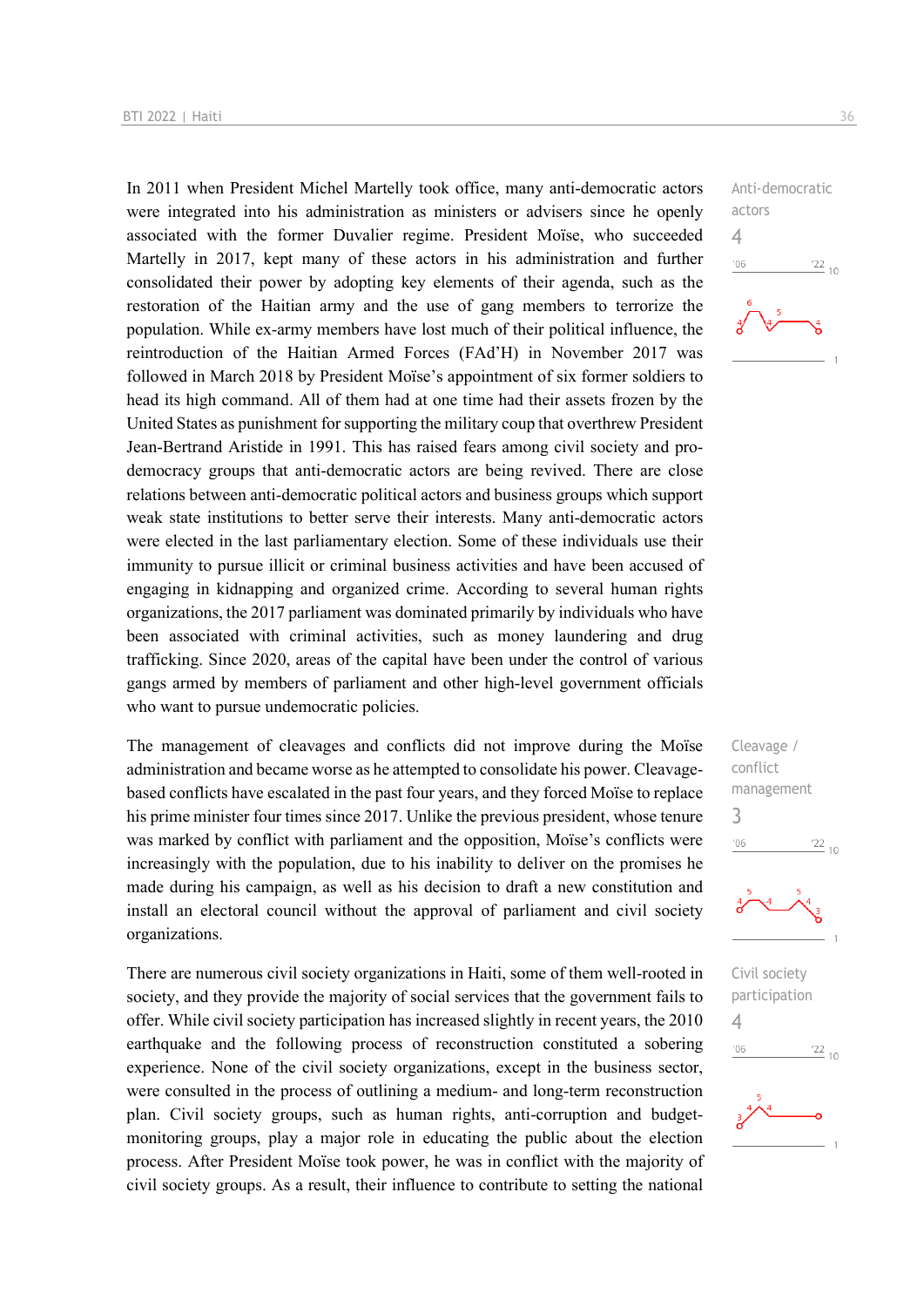In 2011 when President Michel Martelly took office, many anti-democratic actors were integrated into his administration as ministers or advisers since he openly associated with the former Duvalier regime. President Moïse, who succeeded Martelly in 2017, kept many of these actors in his administration and further consolidated their power by adopting key elements of their agenda, such as the restoration of the Haitian army and the use of gang members to terrorize the population. While ex-army members have lost much of their political influence, the reintroduction of the Haitian Armed Forces (FAd'H) in November 2017 was followed in March 2018 by President Moïse's appointment of six former soldiers to head its high command. All of them had at one time had their assets frozen by the United States as punishment for supporting the military coup that overthrew President Jean-Bertrand Aristide in 1991. This has raised fears among civil society and pro-democracy groups that anti-democratic actors are being revived. There are close relations between anti-democratic political actors and business groups which support weak state institutions to better serve their interests. Many anti-democratic actors were elected in the last parliamentary election. Some of these individuals use their immunity to pursue illicit or criminal business activities and have been accused of engaging in kidnapping and organized crime. According to several human rights organizations, the 2017 parliament was dominated primarily by individuals who have been associated with criminal activities, such as money laundering and drug trafficking. Since 2020, areas of the capital have been under the control of various gangs armed by members of parliament and other high-level government officials who want to pursue undemocratic policies.

Anti-democratic actors
4

The management of cleavages and conflicts did not improve during the Moïse administration and became worse as he attempted to consolidate his power. Cleavage-based conflicts have escalated in the past four years, and they forced Moïse to replace his prime minister four times since 2017. Unlike the previous president, whose tenure was marked by conflict with parliament and the opposition, Moïse's conflicts were increasingly with the population, due to his inability to deliver on the promises he made during his campaign, as well as his decision to draft a new constitution and install an electoral council without the approval of parliament and civil society organizations.

Cleavage / conflict management
3

There are numerous civil society organizations in Haiti, some of them well-rooted in society, and they provide the majority of social services that the government fails to offer. While civil society participation has increased slightly in recent years, the 2010 earthquake and the following process of reconstruction constituted a sobering experience. None of the civil society organizations, except in the business sector, were consulted in the process of outlining a medium- and long-term reconstruction plan. Civil society groups, such as human rights, anti-corruption and budget-monitoring groups, play a major role in educating the public about the election process. After President Moïse took power, he was in conflict with the majority of civil society groups. As a result, their influence to contribute to setting the national

Civil society participation
4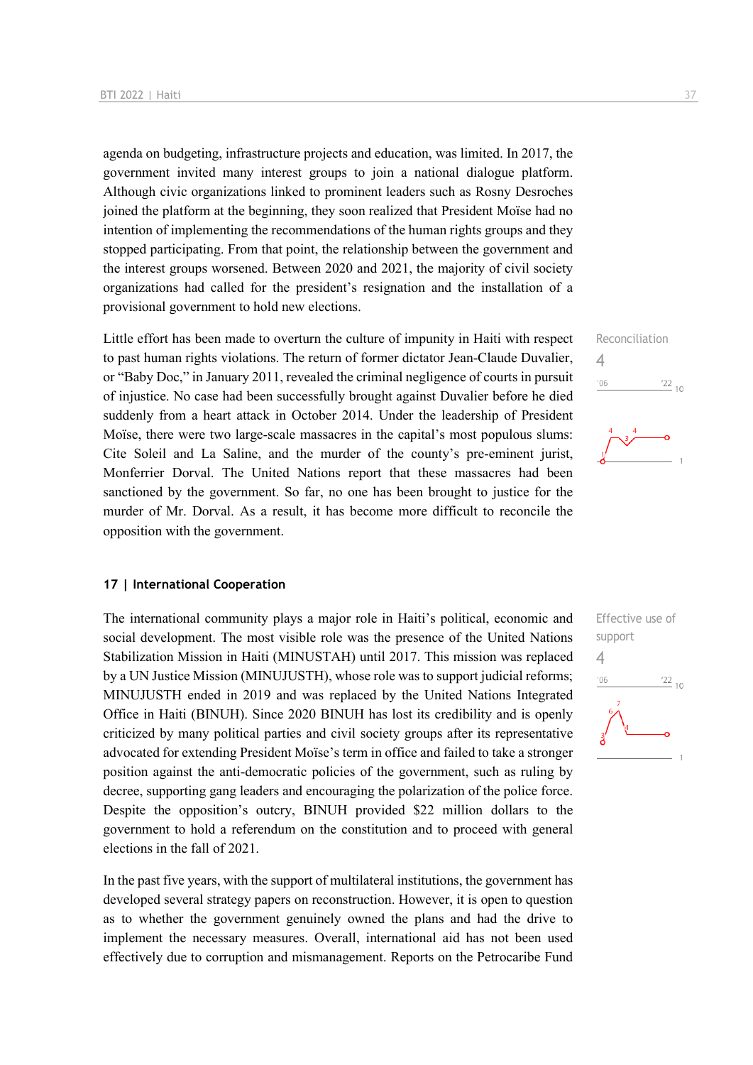agenda on budgeting, infrastructure projects and education, was limited. In 2017, the government invited many interest groups to join a national dialogue platform. Although civic organizations linked to prominent leaders such as Rosny Desroches joined the platform at the beginning, they soon realized that President Moïse had no intention of implementing the recommendations of the human rights groups and they stopped participating. From that point, the relationship between the government and the interest groups worsened. Between 2020 and 2021, the majority of civil society organizations had called for the president's resignation and the installation of a provisional government to hold new elections.

Little effort has been made to overturn the culture of impunity in Haiti with respect to past human rights violations. The return of former dictator Jean-Claude Duvalier, or "Baby Doc," in January 2011, revealed the criminal negligence of courts in pursuit of injustice. No case had been successfully brought against Duvalier before he died suddenly from a heart attack in October 2014. Under the leadership of President Moïse, there were two large-scale massacres in the capital's most populous slums: Cite Soleil and La Saline, and the murder of the county's pre-eminent jurist, Monferrier Dorval. The United Nations report that these massacres had been sanctioned by the government. So far, no one has been brought to justice for the murder of Mr. Dorval. As a result, it has become more difficult to reconcile the opposition with the government.

Reconciliation
4

## 17 | International Cooperation

The international community plays a major role in Haiti's political, economic and social development. The most visible role was the presence of the United Nations Stabilization Mission in Haiti (MINUSTAH) until 2017. This mission was replaced by a UN Justice Mission (MINUJUSTH), whose role was to support judicial reforms; MINUJUSTH ended in 2019 and was replaced by the United Nations Integrated Office in Haiti (BINUH). Since 2020 BINUH has lost its credibility and is openly criticized by many political parties and civil society groups after its representative advocated for extending President Moïse's term in office and failed to take a stronger position against the anti-democratic policies of the government, such as ruling by decree, supporting gang leaders and encouraging the polarization of the police force. Despite the opposition's outcry, BINUH provided $22 million dollars to the government to hold a referendum on the constitution and to proceed with general elections in the fall of 2021.

Effective use of support
4

In the past five years, with the support of multilateral institutions, the government has developed several strategy papers on reconstruction. However, it is open to question as to whether the government genuinely owned the plans and had the drive to implement the necessary measures. Overall, international aid has not been used effectively due to corruption and mismanagement. Reports on the Petrocaribe Fund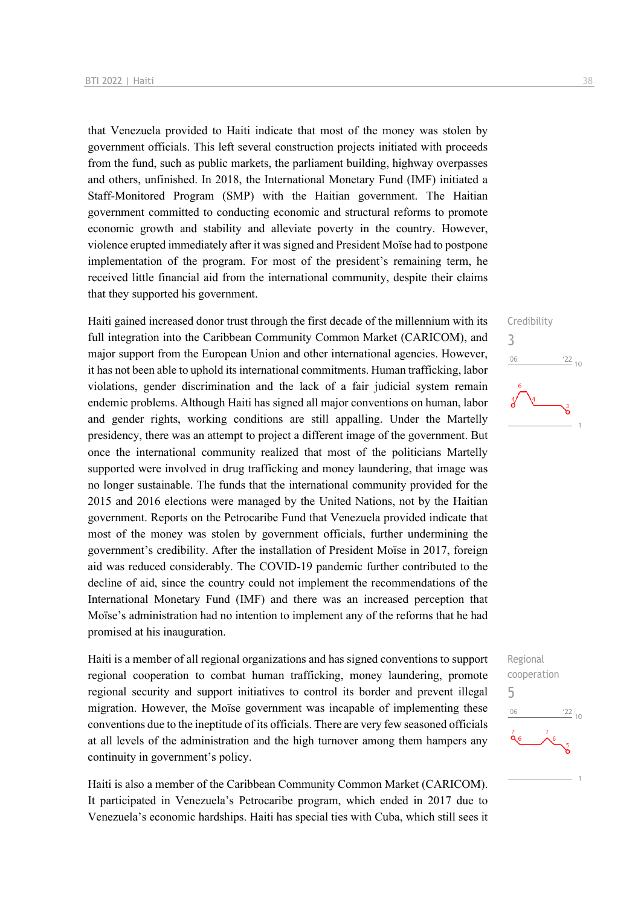that Venezuela provided to Haiti indicate that most of the money was stolen by government officials. This left several construction projects initiated with proceeds from the fund, such as public markets, the parliament building, highway overpasses and others, unfinished. In 2018, the International Monetary Fund (IMF) initiated a Staff-Monitored Program (SMP) with the Haitian government. The Haitian government committed to conducting economic and structural reforms to promote economic growth and stability and alleviate poverty in the country. However, violence erupted immediately after it was signed and President Moïse had to postpone implementation of the program. For most of the president's remaining term, he received little financial aid from the international community, despite their claims that they supported his government.

Credibility
3

Haiti gained increased donor trust through the first decade of the millennium with its full integration into the Caribbean Community Common Market (CARICOM), and major support from the European Union and other international agencies. However, it has not been able to uphold its international commitments. Human trafficking, labor violations, gender discrimination and the lack of a fair judicial system remain endemic problems. Although Haiti has signed all major conventions on human, labor and gender rights, working conditions are still appalling. Under the Martelly presidency, there was an attempt to project a different image of the government. But once the international community realized that most of the politicians Martelly supported were involved in drug trafficking and money laundering, that image was no longer sustainable. The funds that the international community provided for the 2015 and 2016 elections were managed by the United Nations, not by the Haitian government. Reports on the Petrocaribe Fund that Venezuela provided indicate that most of the money was stolen by government officials, further undermining the government's credibility. After the installation of President Moïse in 2017, foreign aid was reduced considerably. The COVID-19 pandemic further contributed to the decline of aid, since the country could not implement the recommendations of the International Monetary Fund (IMF) and there was an increased perception that Moïse's administration had no intention to implement any of the reforms that he had promised at his inauguration.

Regional cooperation
5

Haiti is a member of all regional organizations and has signed conventions to support regional cooperation to combat human trafficking, money laundering, promote regional security and support initiatives to control its border and prevent illegal migration. However, the Moïse government was incapable of implementing these conventions due to the ineptitude of its officials. There are very few seasoned officials at all levels of the administration and the high turnover among them hampers any continuity in government's policy.

Haiti is also a member of the Caribbean Community Common Market (CARICOM). It participated in Venezuela's Petrocaribe program, which ended in 2017 due to Venezuela's economic hardships. Haiti has special ties with Cuba, which still sees it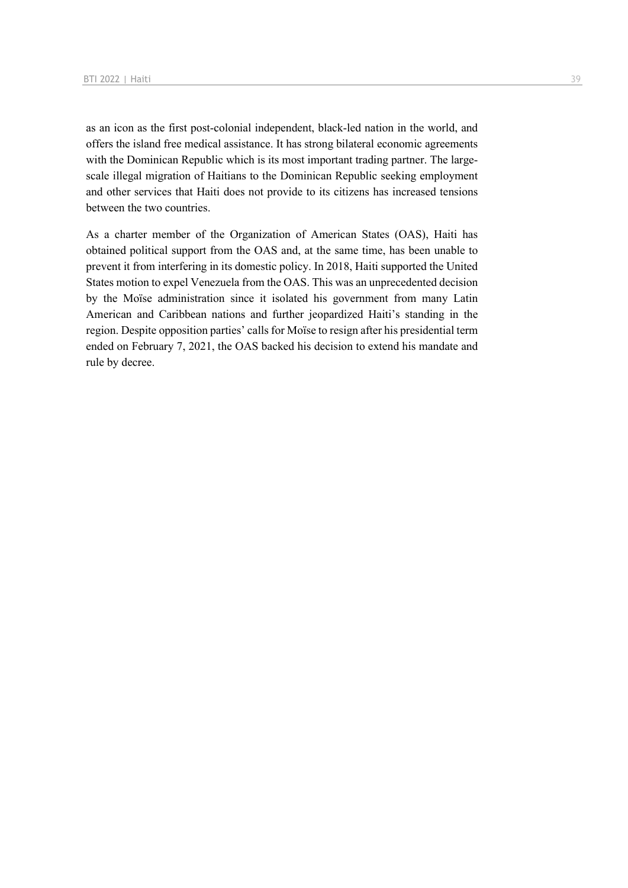as an icon as the first post-colonial independent, black-led nation in the world, and offers the island free medical assistance. It has strong bilateral economic agreements with the Dominican Republic which is its most important trading partner. The large-scale illegal migration of Haitians to the Dominican Republic seeking employment and other services that Haiti does not provide to its citizens has increased tensions between the two countries.

As a charter member of the Organization of American States (OAS), Haiti has obtained political support from the OAS and, at the same time, has been unable to prevent it from interfering in its domestic policy. In 2018, Haiti supported the United States motion to expel Venezuela from the OAS. This was an unprecedented decision by the Moïse administration since it isolated his government from many Latin American and Caribbean nations and further jeopardized Haiti's standing in the region. Despite opposition parties' calls for Moïse to resign after his presidential term ended on February 7, 2021, the OAS backed his decision to extend his mandate and rule by decree.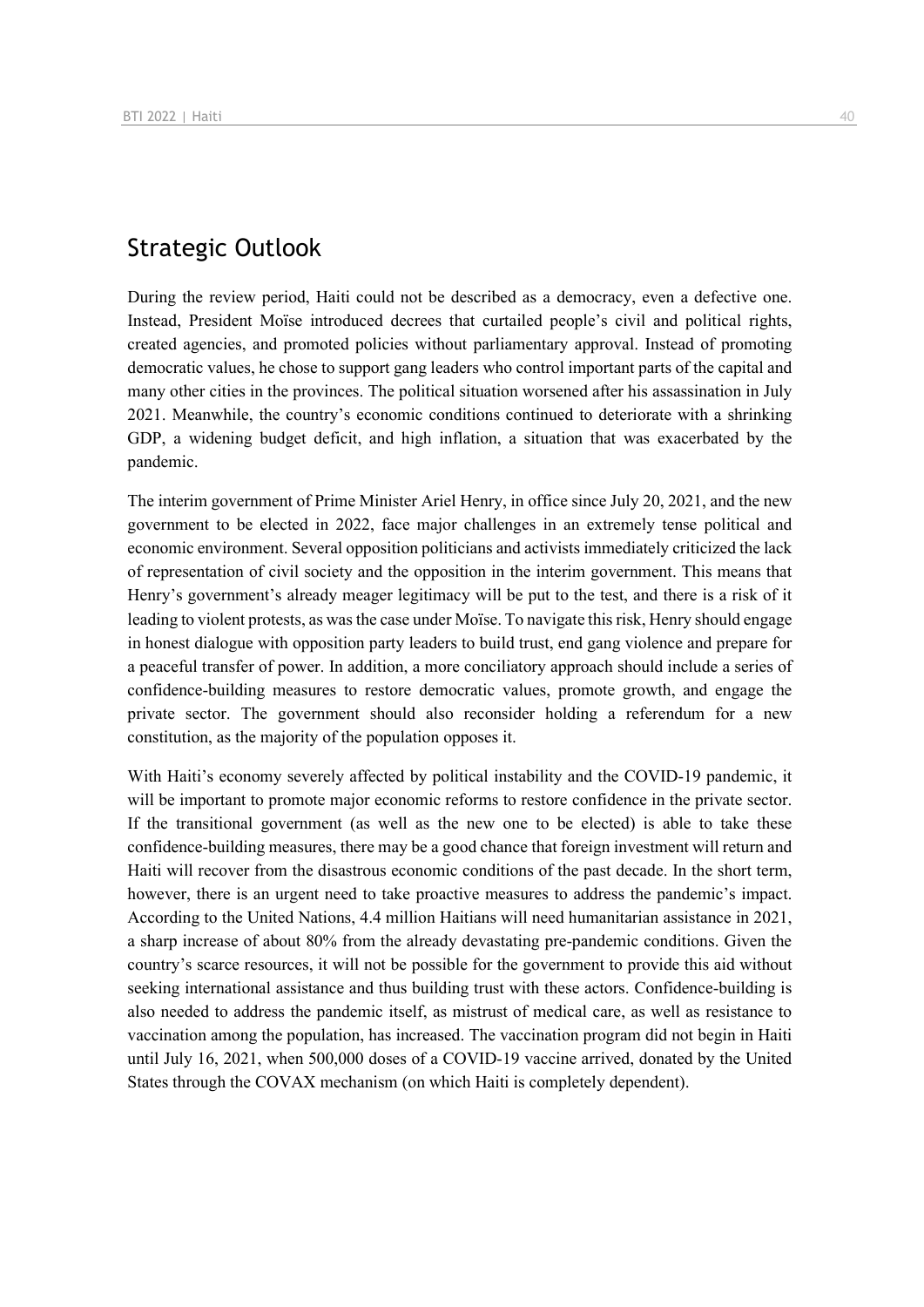## Strategic Outlook

During the review period, Haiti could not be described as a democracy, even a defective one. Instead, President Moïse introduced decrees that curtailed people's civil and political rights, created agencies, and promoted policies without parliamentary approval. Instead of promoting democratic values, he chose to support gang leaders who control important parts of the capital and many other cities in the provinces. The political situation worsened after his assassination in July 2021. Meanwhile, the country's economic conditions continued to deteriorate with a shrinking GDP, a widening budget deficit, and high inflation, a situation that was exacerbated by the pandemic.

The interim government of Prime Minister Ariel Henry, in office since July 20, 2021, and the new government to be elected in 2022, face major challenges in an extremely tense political and economic environment. Several opposition politicians and activists immediately criticized the lack of representation of civil society and the opposition in the interim government. This means that Henry's government's already meager legitimacy will be put to the test, and there is a risk of it leading to violent protests, as was the case under Moïse. To navigate this risk, Henry should engage in honest dialogue with opposition party leaders to build trust, end gang violence and prepare for a peaceful transfer of power. In addition, a more conciliatory approach should include a series of confidence-building measures to restore democratic values, promote growth, and engage the private sector. The government should also reconsider holding a referendum for a new constitution, as the majority of the population opposes it.

With Haiti's economy severely affected by political instability and the COVID-19 pandemic, it will be important to promote major economic reforms to restore confidence in the private sector. If the transitional government (as well as the new one to be elected) is able to take these confidence-building measures, there may be a good chance that foreign investment will return and Haiti will recover from the disastrous economic conditions of the past decade. In the short term, however, there is an urgent need to take proactive measures to address the pandemic's impact. According to the United Nations, 4.4 million Haitians will need humanitarian assistance in 2021, a sharp increase of about 80% from the already devastating pre-pandemic conditions. Given the country's scarce resources, it will not be possible for the government to provide this aid without seeking international assistance and thus building trust with these actors. Confidence-building is also needed to address the pandemic itself, as mistrust of medical care, as well as resistance to vaccination among the population, has increased. The vaccination program did not begin in Haiti until July 16, 2021, when 500,000 doses of a COVID-19 vaccine arrived, donated by the United States through the COVAX mechanism (on which Haiti is completely dependent).